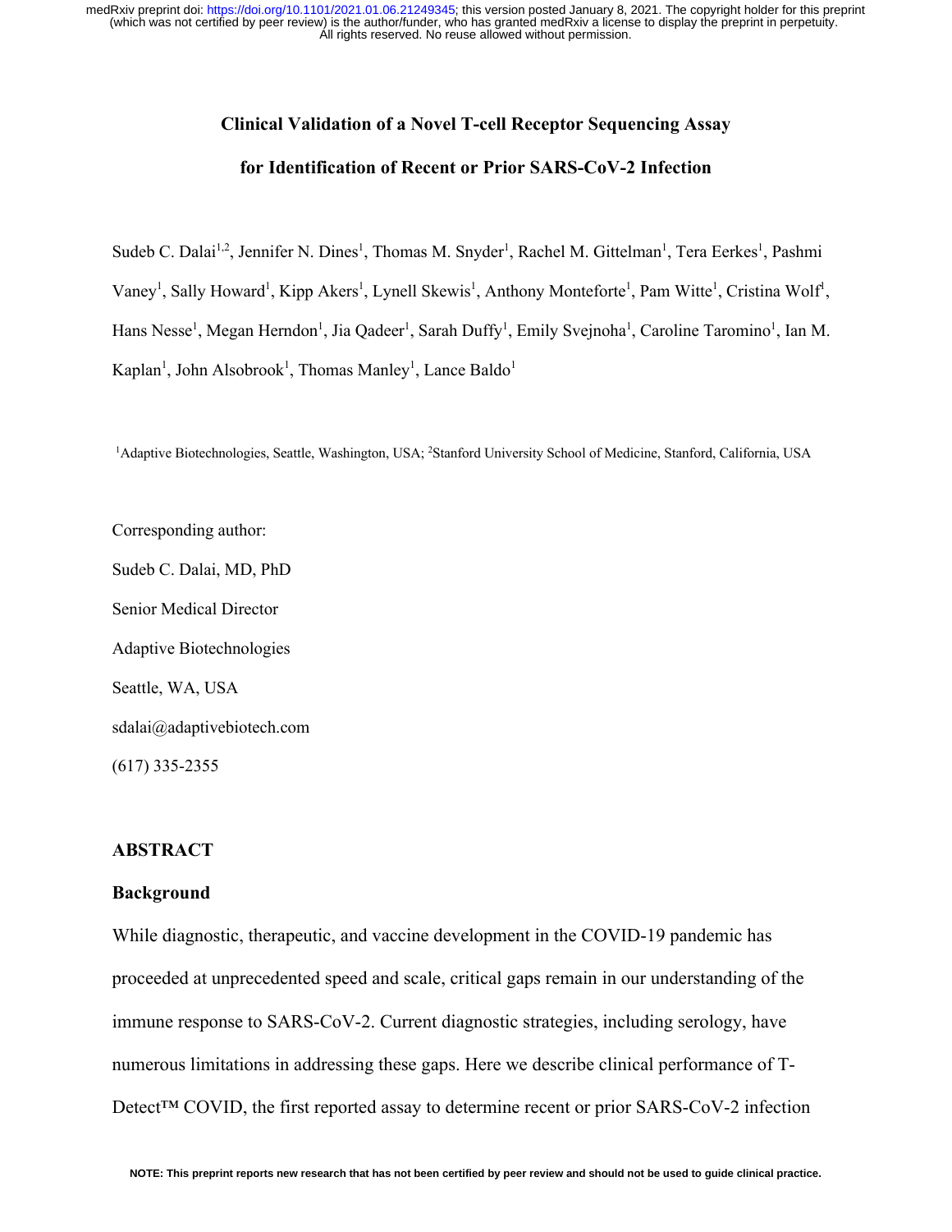# Clinical Validation of a Novel T-cell Receptor Sequencing Assay for Identification of Recent or Prior SARS-CoV-2 Infection

Sudeb C. Dalai[1,2], Jennifer N. Dines[1], Thomas M. Snyder[1], Rachel M. Gittelman[1], Tera Eerkes[1], Pashmi Vaney[1], Sally Howard[1], Kipp Akers[1], Lynell Skewis[1], Anthony Monteforte[1], Pam Witte[1], Cristina Wolf[1], Hans Nesse[1], Megan Herndon[1], Jia Qadeer[1], Sarah Duffy[1], Emily Svejnoha[1], Caroline Taromino[1], Ian M. Kaplan[1], John Alsobrook[1], Thomas Manley[1], Lance Baldo[1]

[1]Adaptive Biotechnologies, Seattle, Washington, USA; [2]Stanford University School of Medicine, Stanford, California, USA

Corresponding author:

Sudeb C. Dalai, MD, PhD

Senior Medical Director

Adaptive Biotechnologies

Seattle, WA, USA

sdalai@adaptivebiotech.com

(617) 335-2355

## ABSTRACT

### Background

While diagnostic, therapeutic, and vaccine development in the COVID-19 pandemic has proceeded at unprecedented speed and scale, critical gaps remain in our understanding of the immune response to SARS-CoV-2. Current diagnostic strategies, including serology, have numerous limitations in addressing these gaps. Here we describe clinical performance of T-Detect™ COVID, the first reported assay to determine recent or prior SARS-CoV-2 infection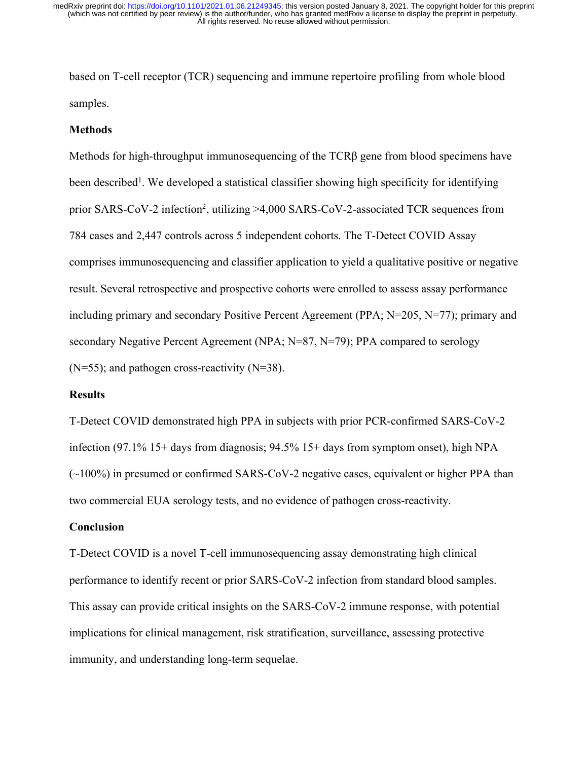based on T-cell receptor (TCR) sequencing and immune repertoire profiling from whole blood samples.

## Methods

Methods for high-throughput immunosequencing of the TCRβ gene from blood specimens have been described[1]. We developed a statistical classifier showing high specificity for identifying prior SARS-CoV-2 infection[2], utilizing >4,000 SARS-CoV-2-associated TCR sequences from 784 cases and 2,447 controls across 5 independent cohorts. The T-Detect COVID Assay comprises immunosequencing and classifier application to yield a qualitative positive or negative result. Several retrospective and prospective cohorts were enrolled to assess assay performance including primary and secondary Positive Percent Agreement (PPA; N=205, N=77); primary and secondary Negative Percent Agreement (NPA; N=87, N=79); PPA compared to serology (N=55); and pathogen cross-reactivity (N=38).

## Results

T-Detect COVID demonstrated high PPA in subjects with prior PCR-confirmed SARS-CoV-2 infection (97.1% 15+ days from diagnosis; 94.5% 15+ days from symptom onset), high NPA (~100%) in presumed or confirmed SARS-CoV-2 negative cases, equivalent or higher PPA than two commercial EUA serology tests, and no evidence of pathogen cross-reactivity.

## Conclusion

T-Detect COVID is a novel T-cell immunosequencing assay demonstrating high clinical performance to identify recent or prior SARS-CoV-2 infection from standard blood samples. This assay can provide critical insights on the SARS-CoV-2 immune response, with potential implications for clinical management, risk stratification, surveillance, assessing protective immunity, and understanding long-term sequelae.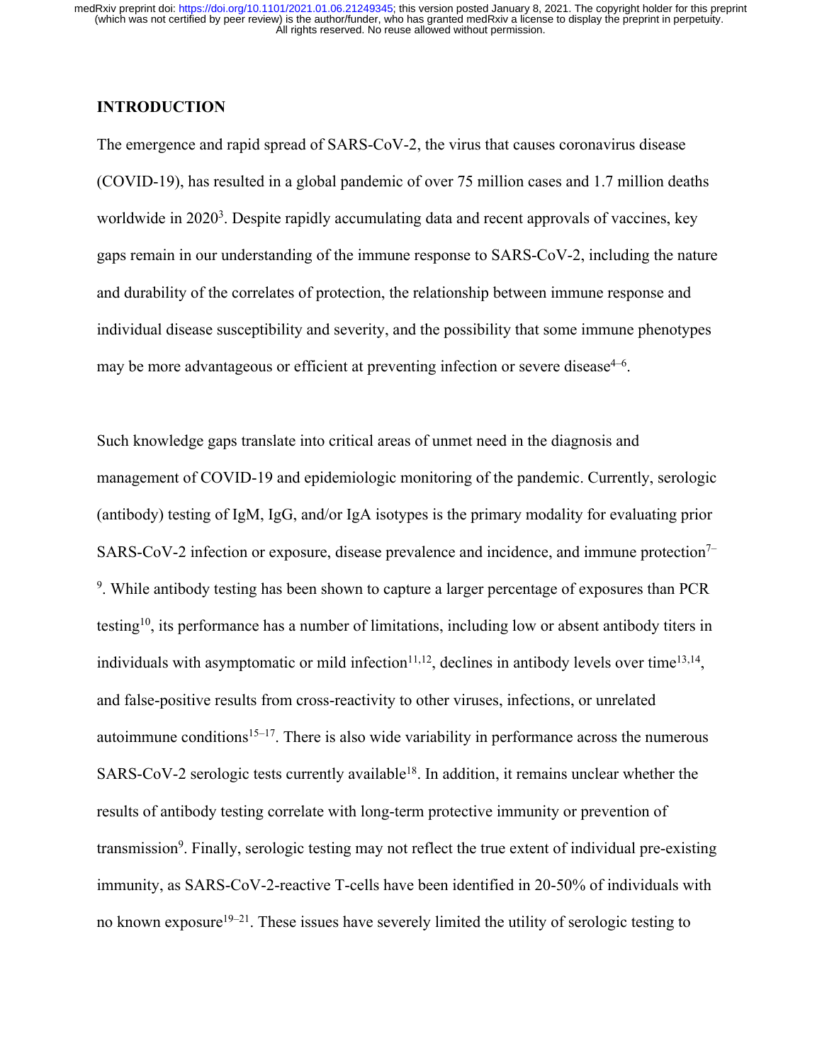## INTRODUCTION

The emergence and rapid spread of SARS-CoV-2, the virus that causes coronavirus disease (COVID-19), has resulted in a global pandemic of over 75 million cases and 1.7 million deaths worldwide in 2020[3]. Despite rapidly accumulating data and recent approvals of vaccines, key gaps remain in our understanding of the immune response to SARS-CoV-2, including the nature and durability of the correlates of protection, the relationship between immune response and individual disease susceptibility and severity, and the possibility that some immune phenotypes may be more advantageous or efficient at preventing infection or severe disease[4–6].

Such knowledge gaps translate into critical areas of unmet need in the diagnosis and management of COVID-19 and epidemiologic monitoring of the pandemic. Currently, serologic (antibody) testing of IgM, IgG, and/or IgA isotypes is the primary modality for evaluating prior SARS-CoV-2 infection or exposure, disease prevalence and incidence, and immune protection[7–9]. While antibody testing has been shown to capture a larger percentage of exposures than PCR testing[10], its performance has a number of limitations, including low or absent antibody titers in individuals with asymptomatic or mild infection[11,12], declines in antibody levels over time[13,14], and false-positive results from cross-reactivity to other viruses, infections, or unrelated autoimmune conditions[15–17]. There is also wide variability in performance across the numerous SARS-CoV-2 serologic tests currently available[18]. In addition, it remains unclear whether the results of antibody testing correlate with long-term protective immunity or prevention of transmission[9]. Finally, serologic testing may not reflect the true extent of individual pre-existing immunity, as SARS-CoV-2-reactive T-cells have been identified in 20-50% of individuals with no known exposure[19–21]. These issues have severely limited the utility of serologic testing to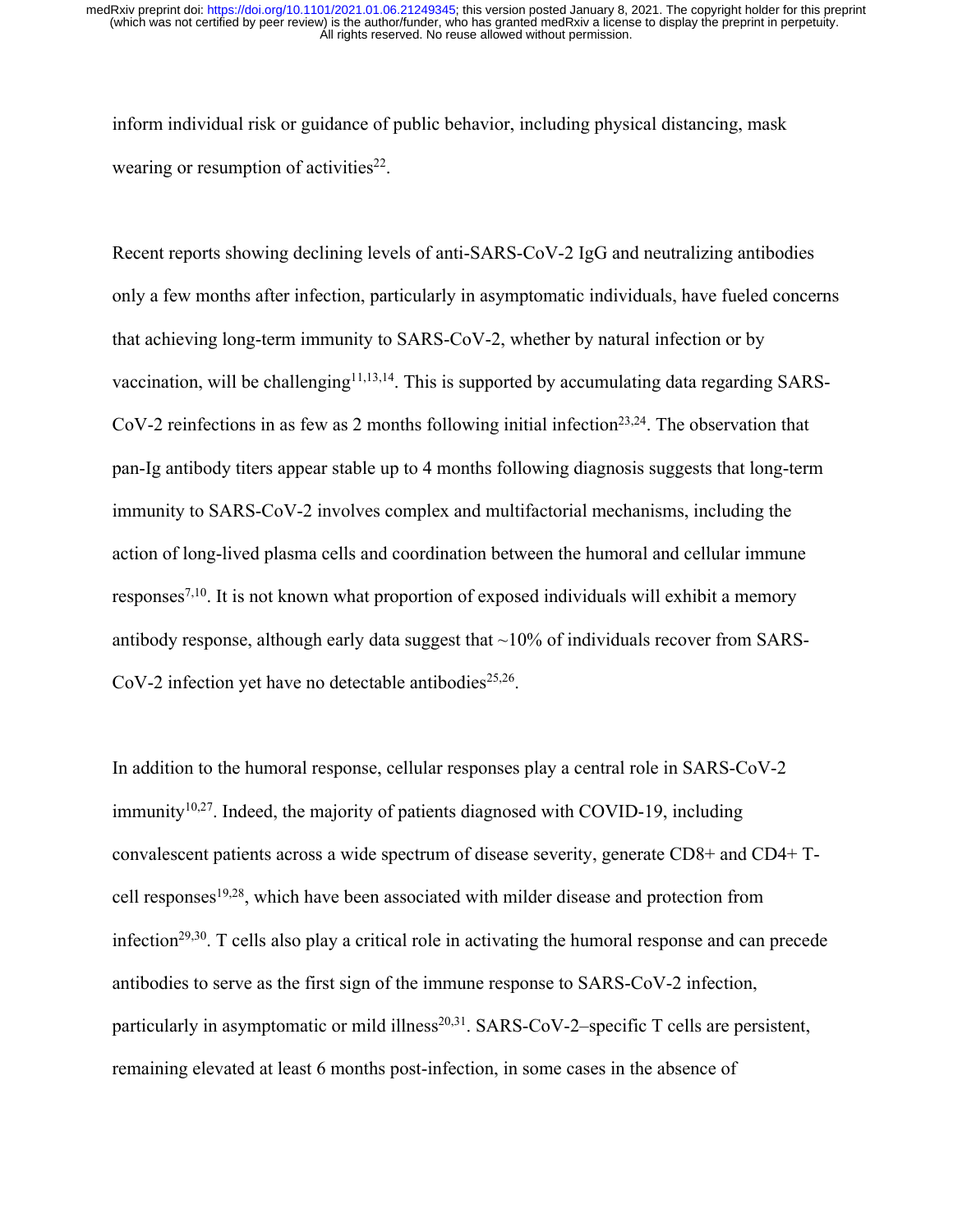inform individual risk or guidance of public behavior, including physical distancing, mask wearing or resumption of activities[22].

Recent reports showing declining levels of anti-SARS-CoV-2 IgG and neutralizing antibodies only a few months after infection, particularly in asymptomatic individuals, have fueled concerns that achieving long-term immunity to SARS-CoV-2, whether by natural infection or by vaccination, will be challenging[11,13,14]. This is supported by accumulating data regarding SARS-CoV-2 reinfections in as few as 2 months following initial infection[23,24]. The observation that pan-Ig antibody titers appear stable up to 4 months following diagnosis suggests that long-term immunity to SARS-CoV-2 involves complex and multifactorial mechanisms, including the action of long-lived plasma cells and coordination between the humoral and cellular immune responses[7,10]. It is not known what proportion of exposed individuals will exhibit a memory antibody response, although early data suggest that ~10% of individuals recover from SARS-CoV-2 infection yet have no detectable antibodies[25,26].

In addition to the humoral response, cellular responses play a central role in SARS-CoV-2 immunity[10,27]. Indeed, the majority of patients diagnosed with COVID-19, including convalescent patients across a wide spectrum of disease severity, generate CD8+ and CD4+ T-cell responses[19,28], which have been associated with milder disease and protection from infection[29,30]. T cells also play a critical role in activating the humoral response and can precede antibodies to serve as the first sign of the immune response to SARS-CoV-2 infection, particularly in asymptomatic or mild illness[20,31]. SARS-CoV-2–specific T cells are persistent, remaining elevated at least 6 months post-infection, in some cases in the absence of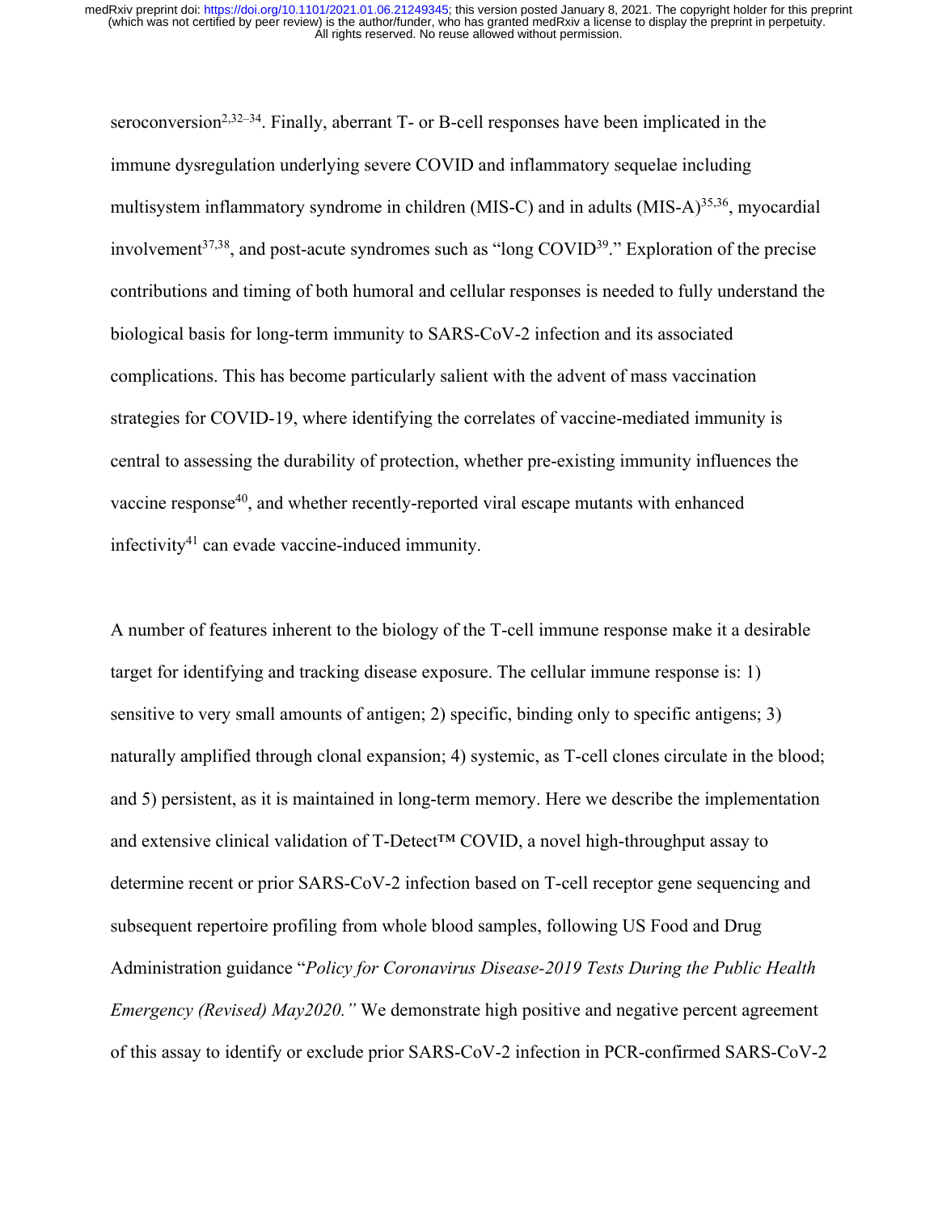seroconversion[2,32–34]. Finally, aberrant T- or B-cell responses have been implicated in the immune dysregulation underlying severe COVID and inflammatory sequelae including multisystem inflammatory syndrome in children (MIS-C) and in adults (MIS-A)[35,36], myocardial involvement[37,38], and post-acute syndromes such as "long COVID[39]." Exploration of the precise contributions and timing of both humoral and cellular responses is needed to fully understand the biological basis for long-term immunity to SARS-CoV-2 infection and its associated complications. This has become particularly salient with the advent of mass vaccination strategies for COVID-19, where identifying the correlates of vaccine-mediated immunity is central to assessing the durability of protection, whether pre-existing immunity influences the vaccine response[40], and whether recently-reported viral escape mutants with enhanced infectivity[41] can evade vaccine-induced immunity.

A number of features inherent to the biology of the T-cell immune response make it a desirable target for identifying and tracking disease exposure. The cellular immune response is: 1) sensitive to very small amounts of antigen; 2) specific, binding only to specific antigens; 3) naturally amplified through clonal expansion; 4) systemic, as T-cell clones circulate in the blood; and 5) persistent, as it is maintained in long-term memory. Here we describe the implementation and extensive clinical validation of T-Detect™ COVID, a novel high-throughput assay to determine recent or prior SARS-CoV-2 infection based on T-cell receptor gene sequencing and subsequent repertoire profiling from whole blood samples, following US Food and Drug Administration guidance "*Policy for Coronavirus Disease-2019 Tests During the Public Health Emergency (Revised) May2020.*" We demonstrate high positive and negative percent agreement of this assay to identify or exclude prior SARS-CoV-2 infection in PCR-confirmed SARS-CoV-2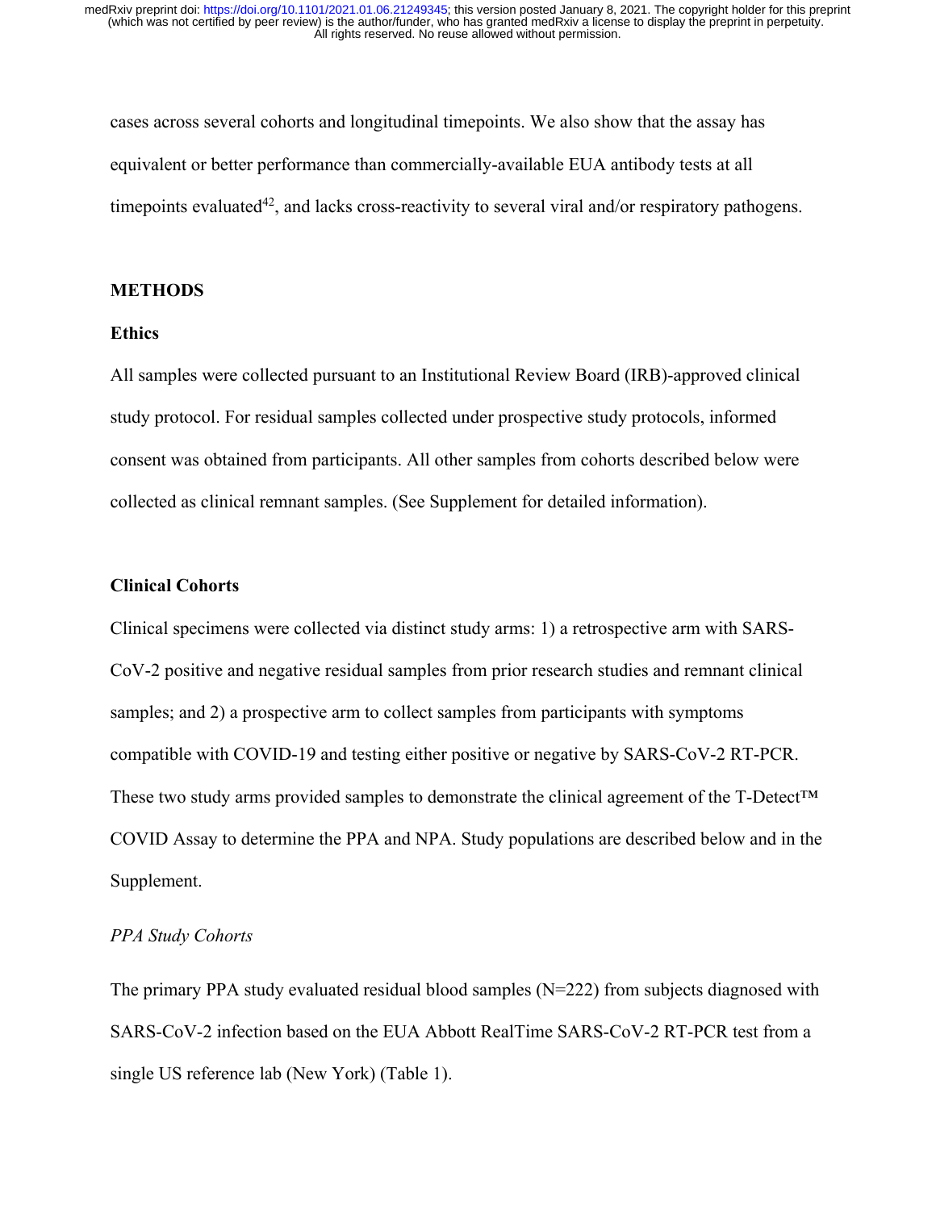cases across several cohorts and longitudinal timepoints. We also show that the assay has equivalent or better performance than commercially-available EUA antibody tests at all timepoints evaluated[42], and lacks cross-reactivity to several viral and/or respiratory pathogens.

## METHODS

### Ethics

All samples were collected pursuant to an Institutional Review Board (IRB)-approved clinical study protocol. For residual samples collected under prospective study protocols, informed consent was obtained from participants. All other samples from cohorts described below were collected as clinical remnant samples. (See Supplement for detailed information).

### Clinical Cohorts

Clinical specimens were collected via distinct study arms: 1) a retrospective arm with SARS-CoV-2 positive and negative residual samples from prior research studies and remnant clinical samples; and 2) a prospective arm to collect samples from participants with symptoms compatible with COVID-19 and testing either positive or negative by SARS-CoV-2 RT-PCR. These two study arms provided samples to demonstrate the clinical agreement of the T-Detect™ COVID Assay to determine the PPA and NPA. Study populations are described below and in the Supplement.

*PPA Study Cohorts*

The primary PPA study evaluated residual blood samples (N=222) from subjects diagnosed with SARS-CoV-2 infection based on the EUA Abbott RealTime SARS-CoV-2 RT-PCR test from a single US reference lab (New York) (Table 1).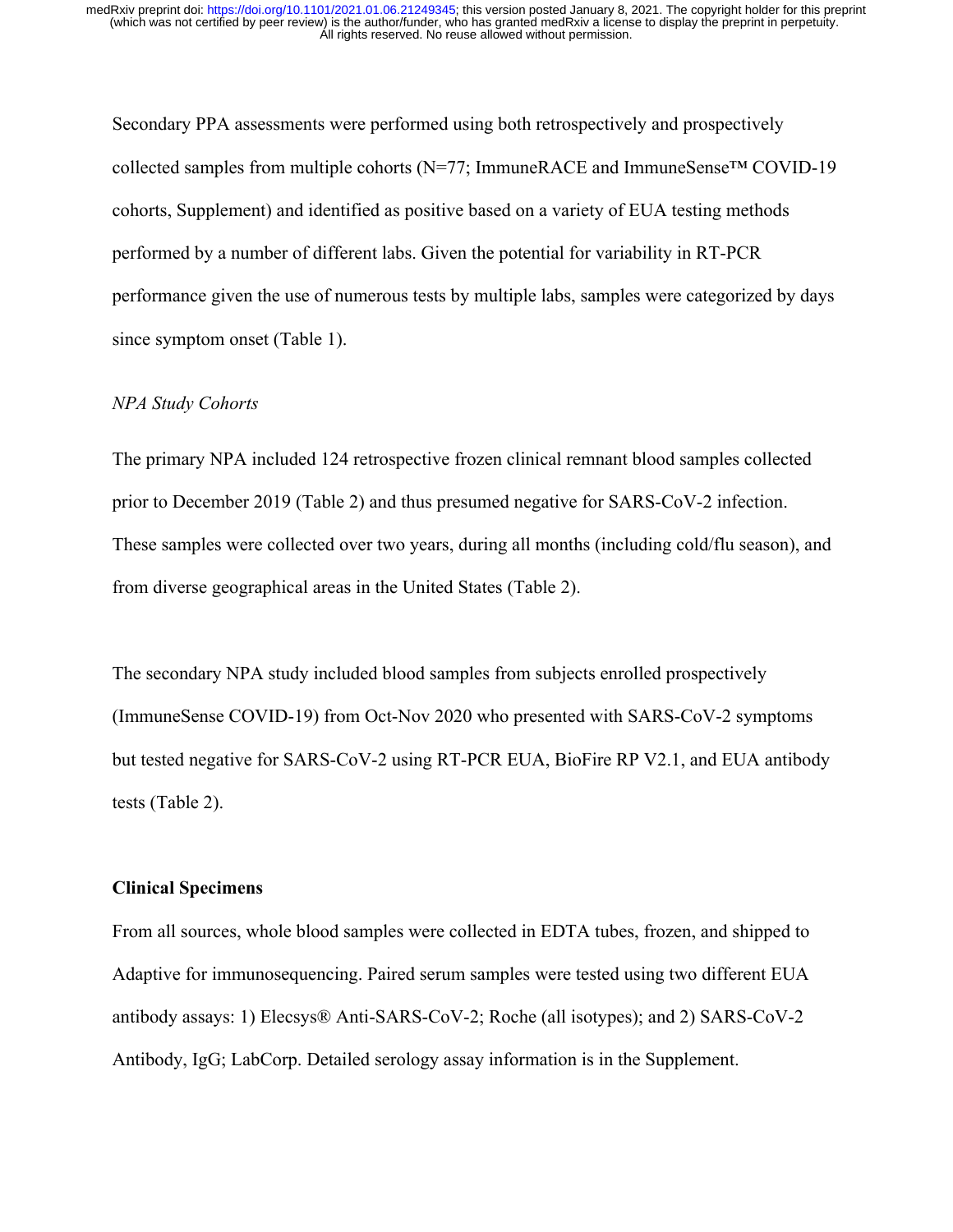Secondary PPA assessments were performed using both retrospectively and prospectively collected samples from multiple cohorts (N=77; ImmuneRACE and ImmuneSense™ COVID-19 cohorts, Supplement) and identified as positive based on a variety of EUA testing methods performed by a number of different labs. Given the potential for variability in RT-PCR performance given the use of numerous tests by multiple labs, samples were categorized by days since symptom onset (Table 1).

*NPA Study Cohorts*

The primary NPA included 124 retrospective frozen clinical remnant blood samples collected prior to December 2019 (Table 2) and thus presumed negative for SARS-CoV-2 infection. These samples were collected over two years, during all months (including cold/flu season), and from diverse geographical areas in the United States (Table 2).

The secondary NPA study included blood samples from subjects enrolled prospectively (ImmuneSense COVID-19) from Oct-Nov 2020 who presented with SARS-CoV-2 symptoms but tested negative for SARS-CoV-2 using RT-PCR EUA, BioFire RP V2.1, and EUA antibody tests (Table 2).

**Clinical Specimens**

From all sources, whole blood samples were collected in EDTA tubes, frozen, and shipped to Adaptive for immunosequencing. Paired serum samples were tested using two different EUA antibody assays: 1) Elecsys® Anti-SARS-CoV-2; Roche (all isotypes); and 2) SARS-CoV-2 Antibody, IgG; LabCorp. Detailed serology assay information is in the Supplement.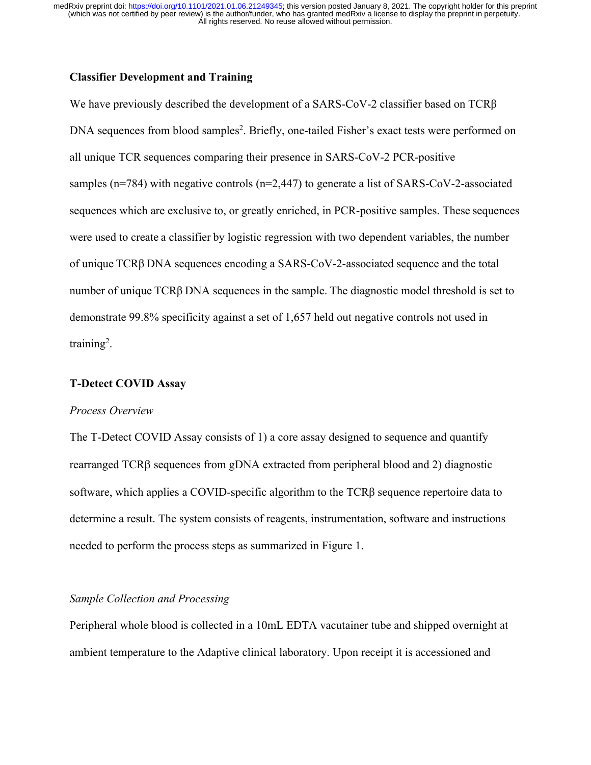### Classifier Development and Training

We have previously described the development of a SARS-CoV-2 classifier based on TCRβ DNA sequences from blood samples[2]. Briefly, one-tailed Fisher's exact tests were performed on all unique TCR sequences comparing their presence in SARS-CoV-2 PCR-positive samples (n=784) with negative controls (n=2,447) to generate a list of SARS-CoV-2-associated sequences which are exclusive to, or greatly enriched, in PCR-positive samples. These sequences were used to create a classifier by logistic regression with two dependent variables, the number of unique TCRβ DNA sequences encoding a SARS-CoV-2-associated sequence and the total number of unique TCRβ DNA sequences in the sample. The diagnostic model threshold is set to demonstrate 99.8% specificity against a set of 1,657 held out negative controls not used in training[2].

### T-Detect COVID Assay

*Process Overview*

The T-Detect COVID Assay consists of 1) a core assay designed to sequence and quantify rearranged TCRβ sequences from gDNA extracted from peripheral blood and 2) diagnostic software, which applies a COVID-specific algorithm to the TCRβ sequence repertoire data to determine a result. The system consists of reagents, instrumentation, software and instructions needed to perform the process steps as summarized in Figure 1.

*Sample Collection and Processing*

Peripheral whole blood is collected in a 10mL EDTA vacutainer tube and shipped overnight at ambient temperature to the Adaptive clinical laboratory. Upon receipt it is accessioned and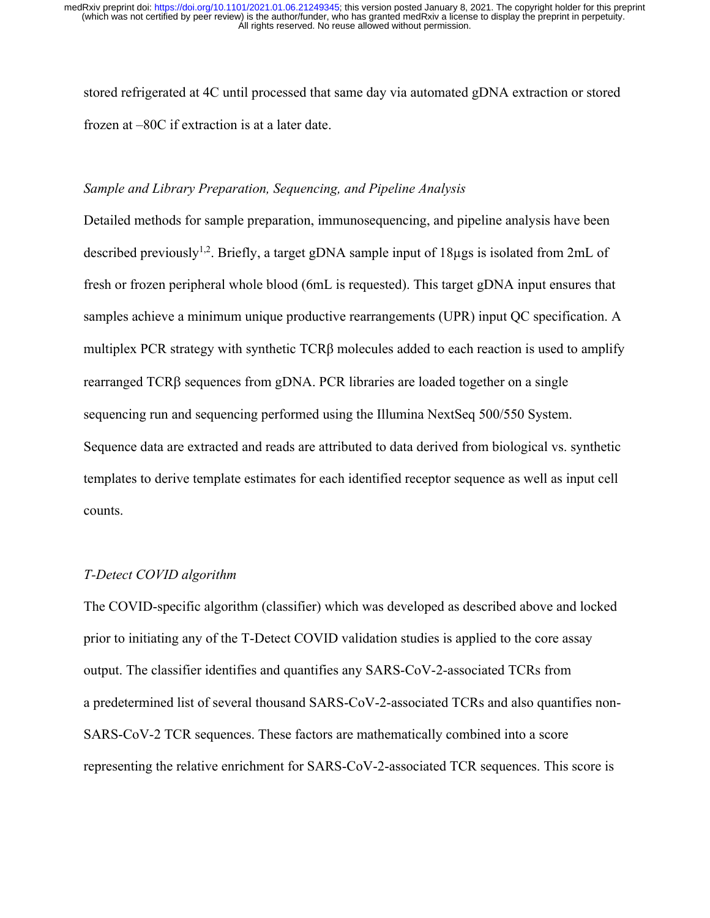stored refrigerated at 4C until processed that same day via automated gDNA extraction or stored frozen at –80C if extraction is at a later date.

*Sample and Library Preparation, Sequencing, and Pipeline Analysis*

Detailed methods for sample preparation, immunosequencing, and pipeline analysis have been described previously[1,2]. Briefly, a target gDNA sample input of 18µgs is isolated from 2mL of fresh or frozen peripheral whole blood (6mL is requested). This target gDNA input ensures that samples achieve a minimum unique productive rearrangements (UPR) input QC specification. A multiplex PCR strategy with synthetic TCRβ molecules added to each reaction is used to amplify rearranged TCRβ sequences from gDNA. PCR libraries are loaded together on a single sequencing run and sequencing performed using the Illumina NextSeq 500/550 System. Sequence data are extracted and reads are attributed to data derived from biological vs. synthetic templates to derive template estimates for each identified receptor sequence as well as input cell counts.

*T-Detect COVID algorithm*

The COVID-specific algorithm (classifier) which was developed as described above and locked prior to initiating any of the T-Detect COVID validation studies is applied to the core assay output. The classifier identifies and quantifies any SARS-CoV-2-associated TCRs from a predetermined list of several thousand SARS-CoV-2-associated TCRs and also quantifies non-SARS-CoV-2 TCR sequences. These factors are mathematically combined into a score representing the relative enrichment for SARS-CoV-2-associated TCR sequences. This score is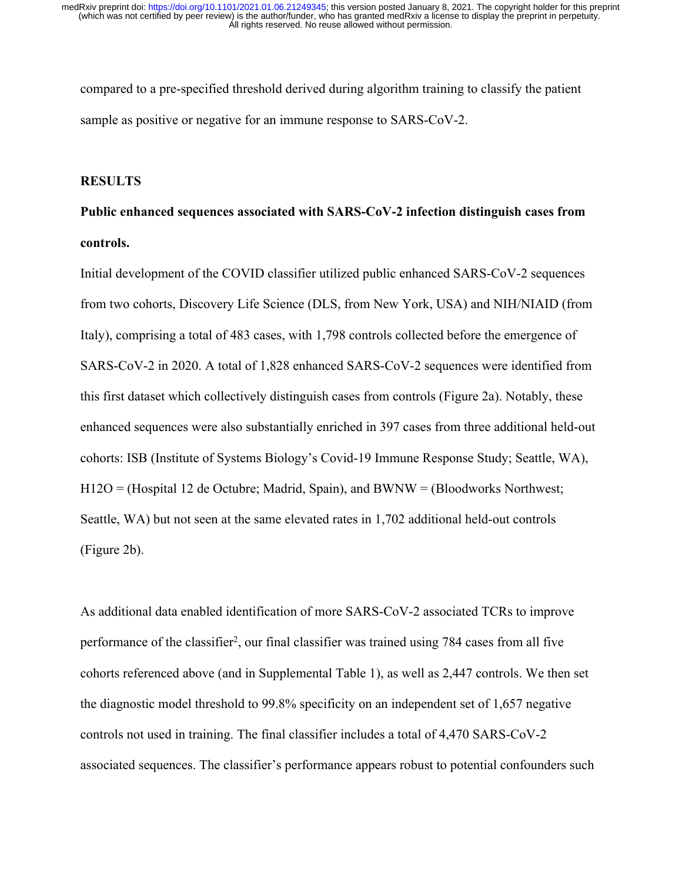compared to a pre-specified threshold derived during algorithm training to classify the patient sample as positive or negative for an immune response to SARS-CoV-2.

## RESULTS

### Public enhanced sequences associated with SARS-CoV-2 infection distinguish cases from controls.

Initial development of the COVID classifier utilized public enhanced SARS-CoV-2 sequences from two cohorts, Discovery Life Science (DLS, from New York, USA) and NIH/NIAID (from Italy), comprising a total of 483 cases, with 1,798 controls collected before the emergence of SARS-CoV-2 in 2020. A total of 1,828 enhanced SARS-CoV-2 sequences were identified from this first dataset which collectively distinguish cases from controls (Figure 2a). Notably, these enhanced sequences were also substantially enriched in 397 cases from three additional held-out cohorts: ISB (Institute of Systems Biology's Covid-19 Immune Response Study; Seattle, WA), H12O = (Hospital 12 de Octubre; Madrid, Spain), and BWNW = (Bloodworks Northwest; Seattle, WA) but not seen at the same elevated rates in 1,702 additional held-out controls (Figure 2b).

As additional data enabled identification of more SARS-CoV-2 associated TCRs to improve performance of the classifier[2], our final classifier was trained using 784 cases from all five cohorts referenced above (and in Supplemental Table 1), as well as 2,447 controls. We then set the diagnostic model threshold to 99.8% specificity on an independent set of 1,657 negative controls not used in training. The final classifier includes a total of 4,470 SARS-CoV-2 associated sequences. The classifier's performance appears robust to potential confounders such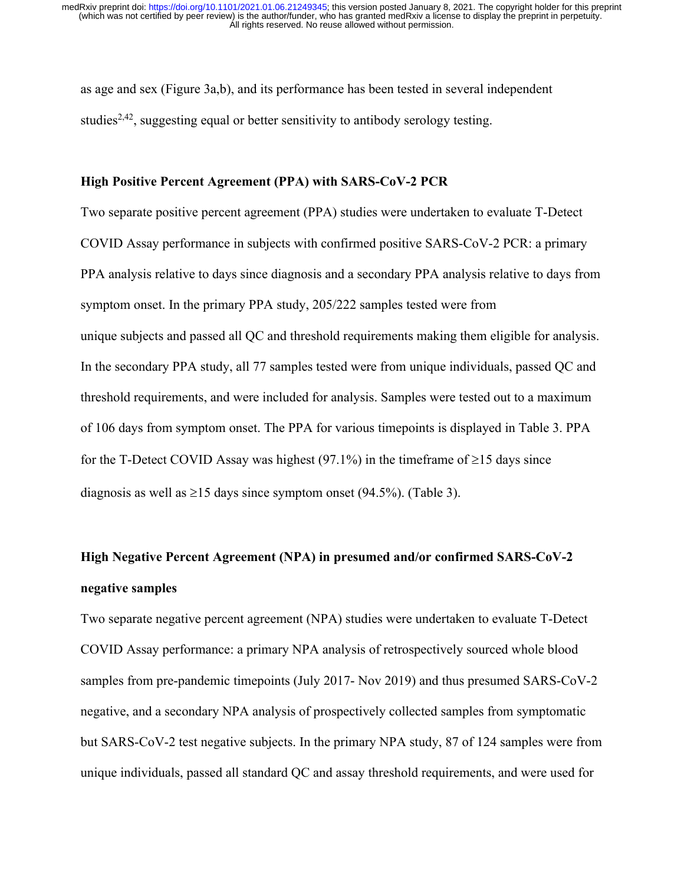as age and sex (Figure 3a,b), and its performance has been tested in several independent studies[2,42], suggesting equal or better sensitivity to antibody serology testing.

## High Positive Percent Agreement (PPA) with SARS-CoV-2 PCR

Two separate positive percent agreement (PPA) studies were undertaken to evaluate T-Detect COVID Assay performance in subjects with confirmed positive SARS-CoV-2 PCR: a primary PPA analysis relative to days since diagnosis and a secondary PPA analysis relative to days from symptom onset. In the primary PPA study, 205/222 samples tested were from unique subjects and passed all QC and threshold requirements making them eligible for analysis. In the secondary PPA study, all 77 samples tested were from unique individuals, passed QC and threshold requirements, and were included for analysis. Samples were tested out to a maximum of 106 days from symptom onset. The PPA for various timepoints is displayed in Table 3. PPA for the T-Detect COVID Assay was highest (97.1%) in the timeframe of ≥15 days since diagnosis as well as ≥15 days since symptom onset (94.5%). (Table 3).

## High Negative Percent Agreement (NPA) in presumed and/or confirmed SARS-CoV-2 negative samples

Two separate negative percent agreement (NPA) studies were undertaken to evaluate T-Detect COVID Assay performance: a primary NPA analysis of retrospectively sourced whole blood samples from pre-pandemic timepoints (July 2017- Nov 2019) and thus presumed SARS-CoV-2 negative, and a secondary NPA analysis of prospectively collected samples from symptomatic but SARS-CoV-2 test negative subjects. In the primary NPA study, 87 of 124 samples were from unique individuals, passed all standard QC and assay threshold requirements, and were used for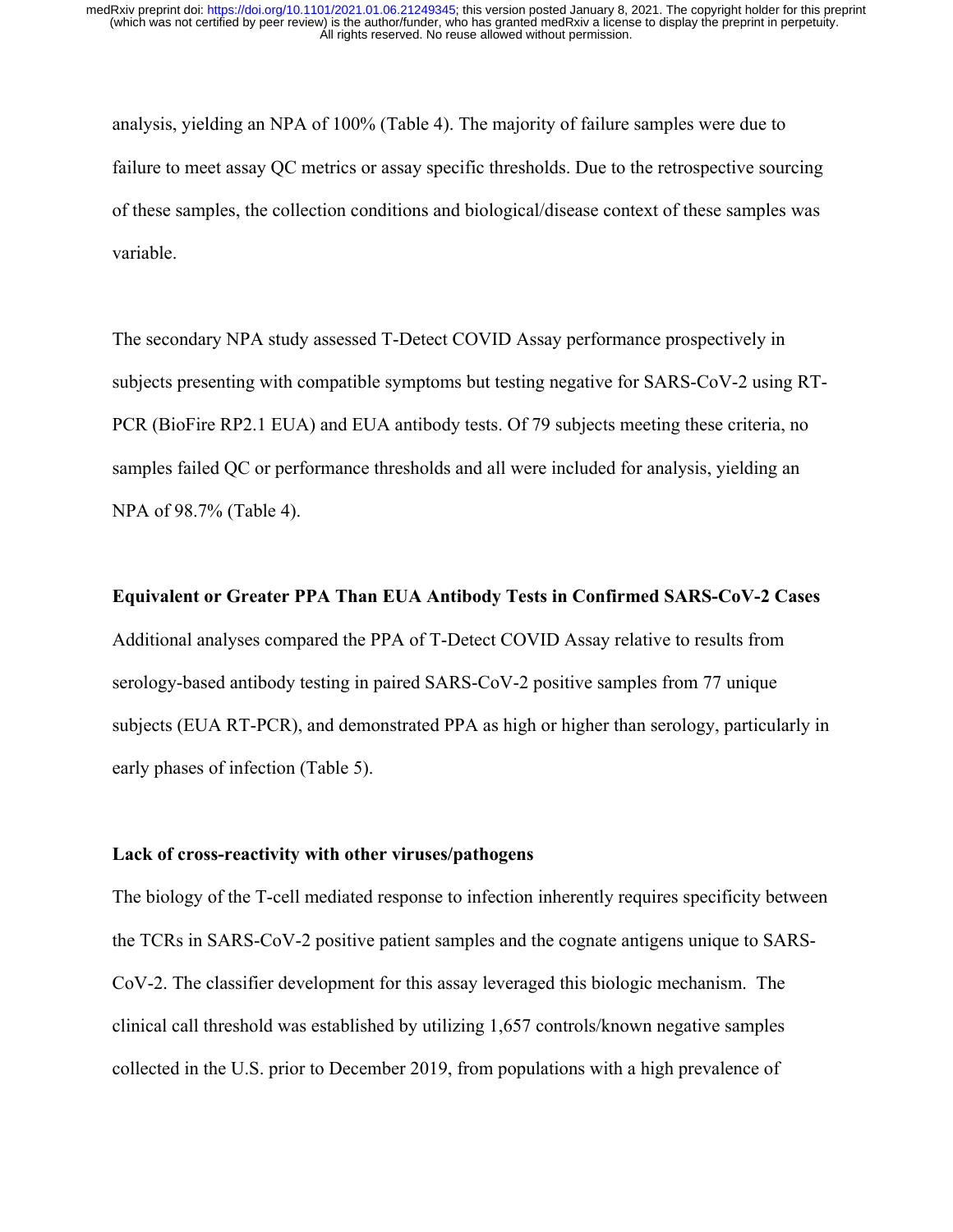analysis, yielding an NPA of 100% (Table 4). The majority of failure samples were due to failure to meet assay QC metrics or assay specific thresholds. Due to the retrospective sourcing of these samples, the collection conditions and biological/disease context of these samples was variable.

The secondary NPA study assessed T-Detect COVID Assay performance prospectively in subjects presenting with compatible symptoms but testing negative for SARS-CoV-2 using RT-PCR (BioFire RP2.1 EUA) and EUA antibody tests. Of 79 subjects meeting these criteria, no samples failed QC or performance thresholds and all were included for analysis, yielding an NPA of 98.7% (Table 4).

**Equivalent or Greater PPA Than EUA Antibody Tests in Confirmed SARS-CoV-2 Cases**

Additional analyses compared the PPA of T-Detect COVID Assay relative to results from serology-based antibody testing in paired SARS-CoV-2 positive samples from 77 unique subjects (EUA RT-PCR), and demonstrated PPA as high or higher than serology, particularly in early phases of infection (Table 5).

**Lack of cross-reactivity with other viruses/pathogens**

The biology of the T-cell mediated response to infection inherently requires specificity between the TCRs in SARS-CoV-2 positive patient samples and the cognate antigens unique to SARS-CoV-2. The classifier development for this assay leveraged this biologic mechanism. The clinical call threshold was established by utilizing 1,657 controls/known negative samples collected in the U.S. prior to December 2019, from populations with a high prevalence of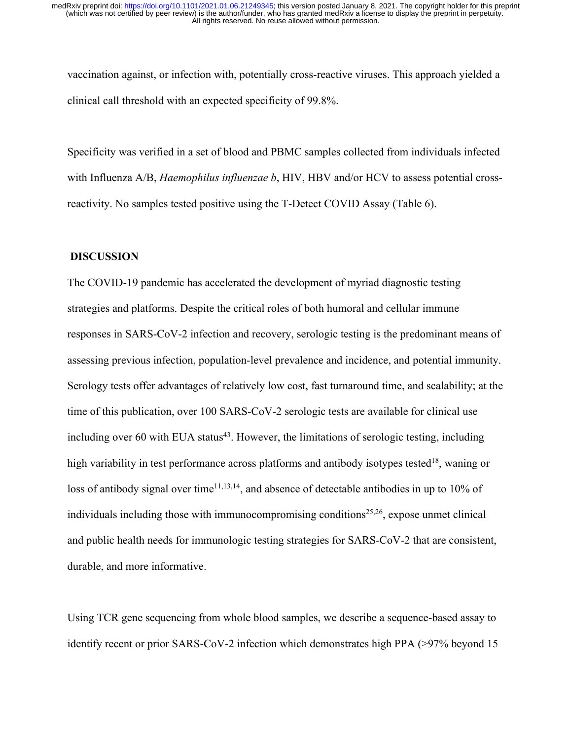vaccination against, or infection with, potentially cross-reactive viruses. This approach yielded a clinical call threshold with an expected specificity of 99.8%.

Specificity was verified in a set of blood and PBMC samples collected from individuals infected with Influenza A/B, *Haemophilus influenzae b*, HIV, HBV and/or HCV to assess potential cross-reactivity. No samples tested positive using the T-Detect COVID Assay (Table 6).

## DISCUSSION

The COVID-19 pandemic has accelerated the development of myriad diagnostic testing strategies and platforms. Despite the critical roles of both humoral and cellular immune responses in SARS-CoV-2 infection and recovery, serologic testing is the predominant means of assessing previous infection, population-level prevalence and incidence, and potential immunity. Serology tests offer advantages of relatively low cost, fast turnaround time, and scalability; at the time of this publication, over 100 SARS-CoV-2 serologic tests are available for clinical use including over 60 with EUA status[43]. However, the limitations of serologic testing, including high variability in test performance across platforms and antibody isotypes tested[18], waning or loss of antibody signal over time[11,13,14], and absence of detectable antibodies in up to 10% of individuals including those with immunocompromising conditions[25,26], expose unmet clinical and public health needs for immunologic testing strategies for SARS-CoV-2 that are consistent, durable, and more informative.

Using TCR gene sequencing from whole blood samples, we describe a sequence-based assay to identify recent or prior SARS-CoV-2 infection which demonstrates high PPA (>97% beyond 15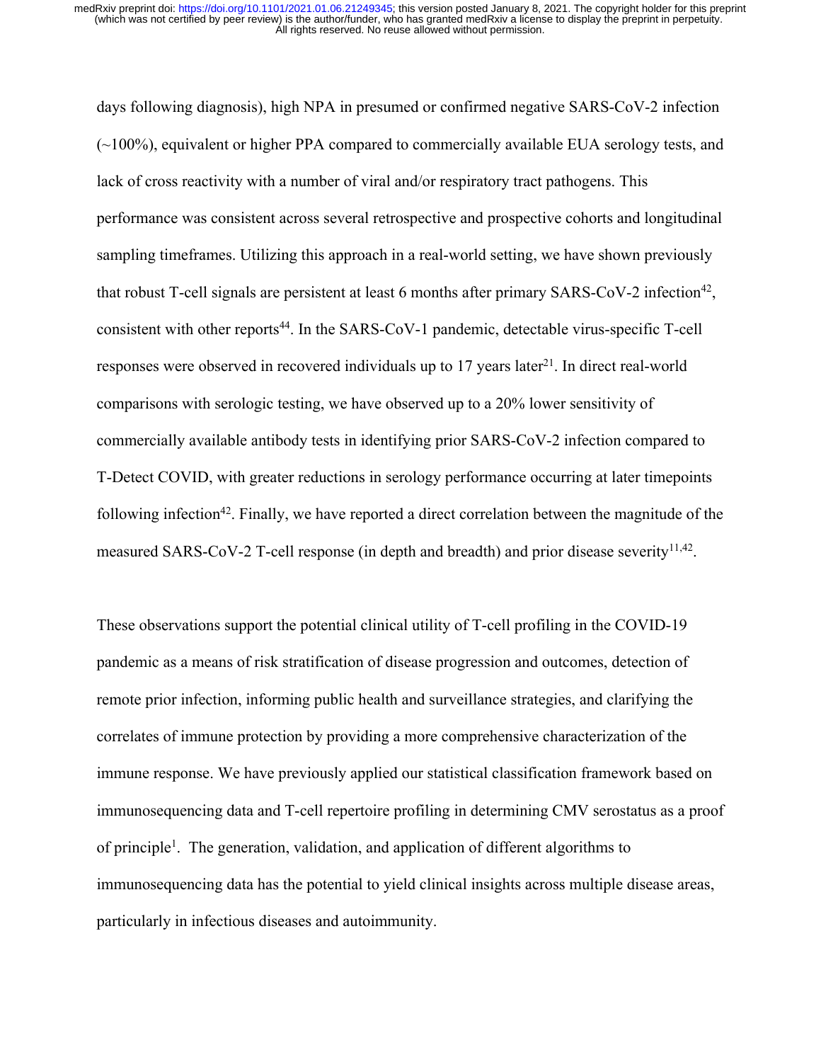days following diagnosis), high NPA in presumed or confirmed negative SARS-CoV-2 infection (~100%), equivalent or higher PPA compared to commercially available EUA serology tests, and lack of cross reactivity with a number of viral and/or respiratory tract pathogens. This performance was consistent across several retrospective and prospective cohorts and longitudinal sampling timeframes. Utilizing this approach in a real-world setting, we have shown previously that robust T-cell signals are persistent at least 6 months after primary SARS-CoV-2 infection[42], consistent with other reports[44]. In the SARS-CoV-1 pandemic, detectable virus-specific T-cell responses were observed in recovered individuals up to 17 years later[21]. In direct real-world comparisons with serologic testing, we have observed up to a 20% lower sensitivity of commercially available antibody tests in identifying prior SARS-CoV-2 infection compared to T-Detect COVID, with greater reductions in serology performance occurring at later timepoints following infection[42]. Finally, we have reported a direct correlation between the magnitude of the measured SARS-CoV-2 T-cell response (in depth and breadth) and prior disease severity[11,42].

These observations support the potential clinical utility of T-cell profiling in the COVID-19 pandemic as a means of risk stratification of disease progression and outcomes, detection of remote prior infection, informing public health and surveillance strategies, and clarifying the correlates of immune protection by providing a more comprehensive characterization of the immune response. We have previously applied our statistical classification framework based on immunosequencing data and T-cell repertoire profiling in determining CMV serostatus as a proof of principle[1]. The generation, validation, and application of different algorithms to immunosequencing data has the potential to yield clinical insights across multiple disease areas, particularly in infectious diseases and autoimmunity.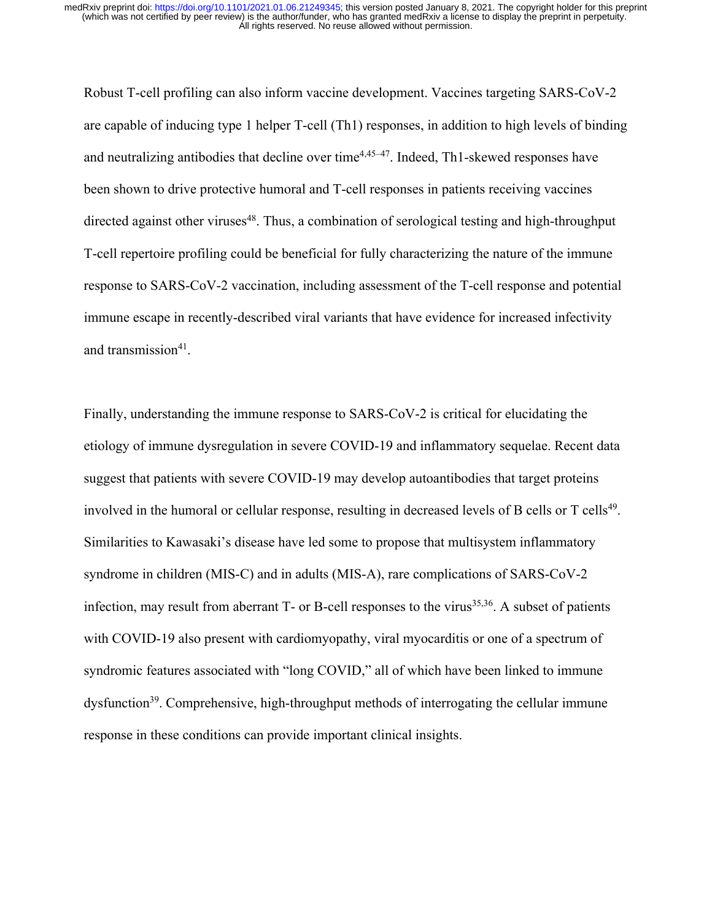Robust T-cell profiling can also inform vaccine development. Vaccines targeting SARS-CoV-2 are capable of inducing type 1 helper T-cell (Th1) responses, in addition to high levels of binding and neutralizing antibodies that decline over time[4,45–47]. Indeed, Th1-skewed responses have been shown to drive protective humoral and T-cell responses in patients receiving vaccines directed against other viruses[48]. Thus, a combination of serological testing and high-throughput T-cell repertoire profiling could be beneficial for fully characterizing the nature of the immune response to SARS-CoV-2 vaccination, including assessment of the T-cell response and potential immune escape in recently-described viral variants that have evidence for increased infectivity and transmission[41].

Finally, understanding the immune response to SARS-CoV-2 is critical for elucidating the etiology of immune dysregulation in severe COVID-19 and inflammatory sequelae. Recent data suggest that patients with severe COVID-19 may develop autoantibodies that target proteins involved in the humoral or cellular response, resulting in decreased levels of B cells or T cells[49]. Similarities to Kawasaki's disease have led some to propose that multisystem inflammatory syndrome in children (MIS-C) and in adults (MIS-A), rare complications of SARS-CoV-2 infection, may result from aberrant T- or B-cell responses to the virus[35,36]. A subset of patients with COVID-19 also present with cardiomyopathy, viral myocarditis or one of a spectrum of syndromic features associated with "long COVID," all of which have been linked to immune dysfunction[39]. Comprehensive, high-throughput methods of interrogating the cellular immune response in these conditions can provide important clinical insights.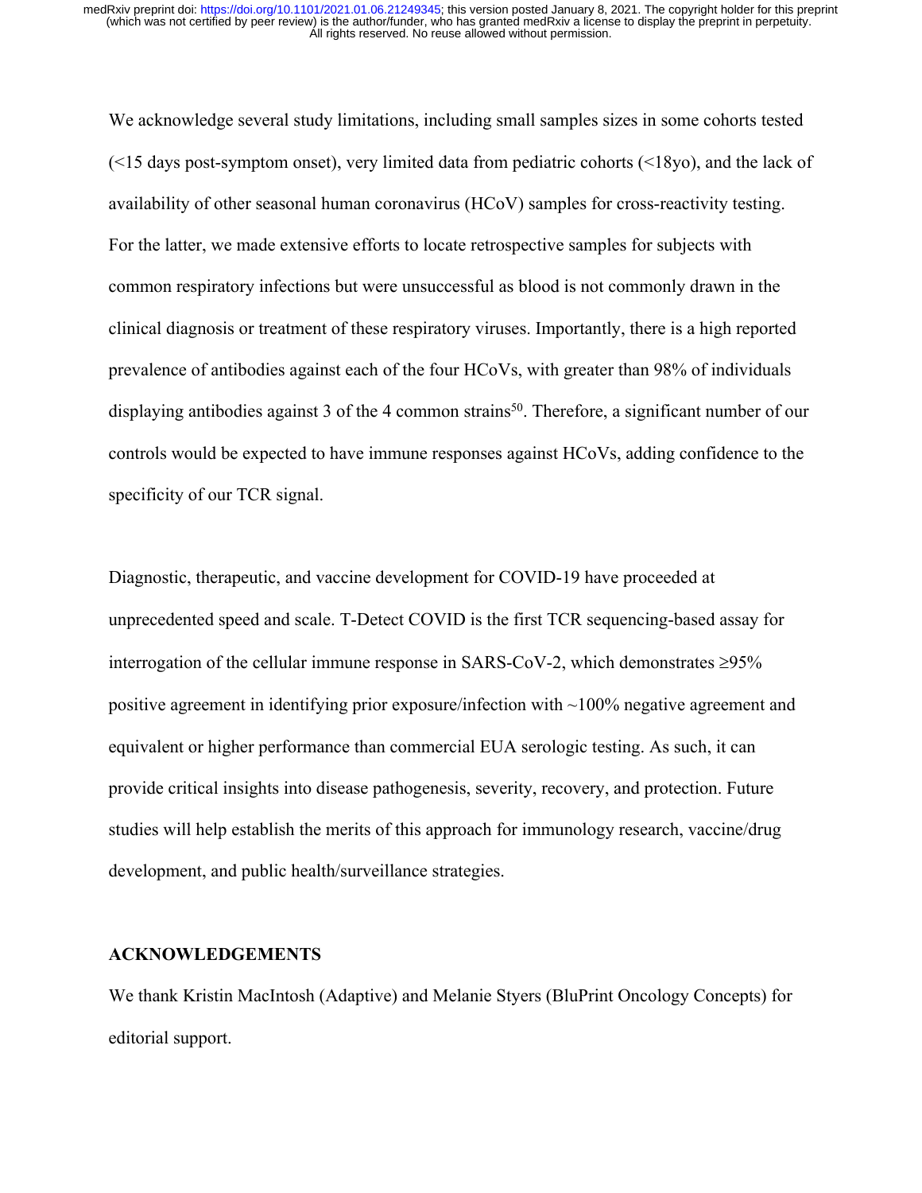We acknowledge several study limitations, including small samples sizes in some cohorts tested (<15 days post-symptom onset), very limited data from pediatric cohorts (<18yo), and the lack of availability of other seasonal human coronavirus (HCoV) samples for cross-reactivity testing. For the latter, we made extensive efforts to locate retrospective samples for subjects with common respiratory infections but were unsuccessful as blood is not commonly drawn in the clinical diagnosis or treatment of these respiratory viruses. Importantly, there is a high reported prevalence of antibodies against each of the four HCoVs, with greater than 98% of individuals displaying antibodies against 3 of the 4 common strains[50]. Therefore, a significant number of our controls would be expected to have immune responses against HCoVs, adding confidence to the specificity of our TCR signal.

Diagnostic, therapeutic, and vaccine development for COVID-19 have proceeded at unprecedented speed and scale. T-Detect COVID is the first TCR sequencing-based assay for interrogation of the cellular immune response in SARS-CoV-2, which demonstrates ≥95% positive agreement in identifying prior exposure/infection with ~100% negative agreement and equivalent or higher performance than commercial EUA serologic testing. As such, it can provide critical insights into disease pathogenesis, severity, recovery, and protection. Future studies will help establish the merits of this approach for immunology research, vaccine/drug development, and public health/surveillance strategies.

## ACKNOWLEDGEMENTS

We thank Kristin MacIntosh (Adaptive) and Melanie Styers (BluPrint Oncology Concepts) for editorial support.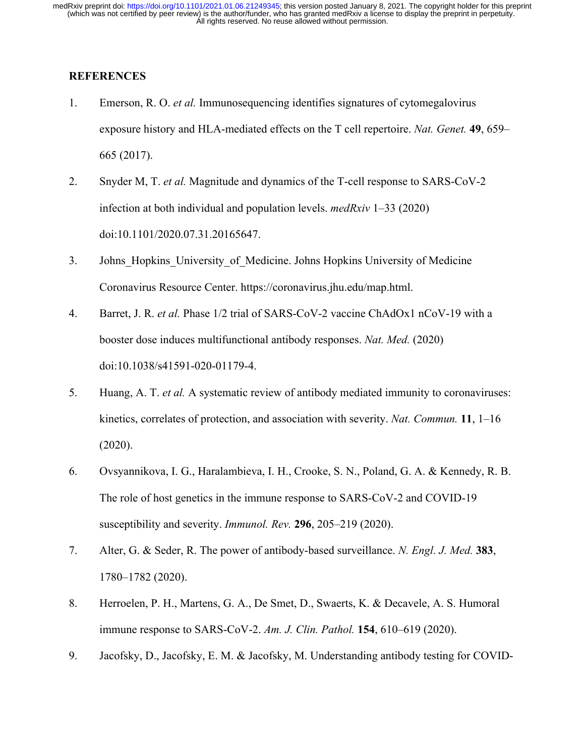## REFERENCES

1. Emerson, R. O. *et al.* Immunosequencing identifies signatures of cytomegalovirus exposure history and HLA-mediated effects on the T cell repertoire. *Nat. Genet.* **49**, 659–665 (2017).
2. Snyder M, T. *et al.* Magnitude and dynamics of the T-cell response to SARS-CoV-2 infection at both individual and population levels. *medRxiv* 1–33 (2020) doi:10.1101/2020.07.31.20165647.
3. Johns_Hopkins_University_of_Medicine. Johns Hopkins University of Medicine Coronavirus Resource Center. https://coronavirus.jhu.edu/map.html.
4. Barret, J. R. *et al.* Phase 1/2 trial of SARS-CoV-2 vaccine ChAdOx1 nCoV-19 with a booster dose induces multifunctional antibody responses. *Nat. Med.* (2020) doi:10.1038/s41591-020-01179-4.
5. Huang, A. T. *et al.* A systematic review of antibody mediated immunity to coronaviruses: kinetics, correlates of protection, and association with severity. *Nat. Commun.* **11**, 1–16 (2020).
6. Ovsyannikova, I. G., Haralambieva, I. H., Crooke, S. N., Poland, G. A. & Kennedy, R. B. The role of host genetics in the immune response to SARS-CoV-2 and COVID-19 susceptibility and severity. *Immunol. Rev.* **296**, 205–219 (2020).
7. Alter, G. & Seder, R. The power of antibody-based surveillance. *N. Engl. J. Med.* **383**, 1780–1782 (2020).
8. Herroelen, P. H., Martens, G. A., De Smet, D., Swaerts, K. & Decavele, A. S. Humoral immune response to SARS-CoV-2. *Am. J. Clin. Pathol.* **154**, 610–619 (2020).
9. Jacofsky, D., Jacofsky, E. M. & Jacofsky, M. Understanding antibody testing for COVID-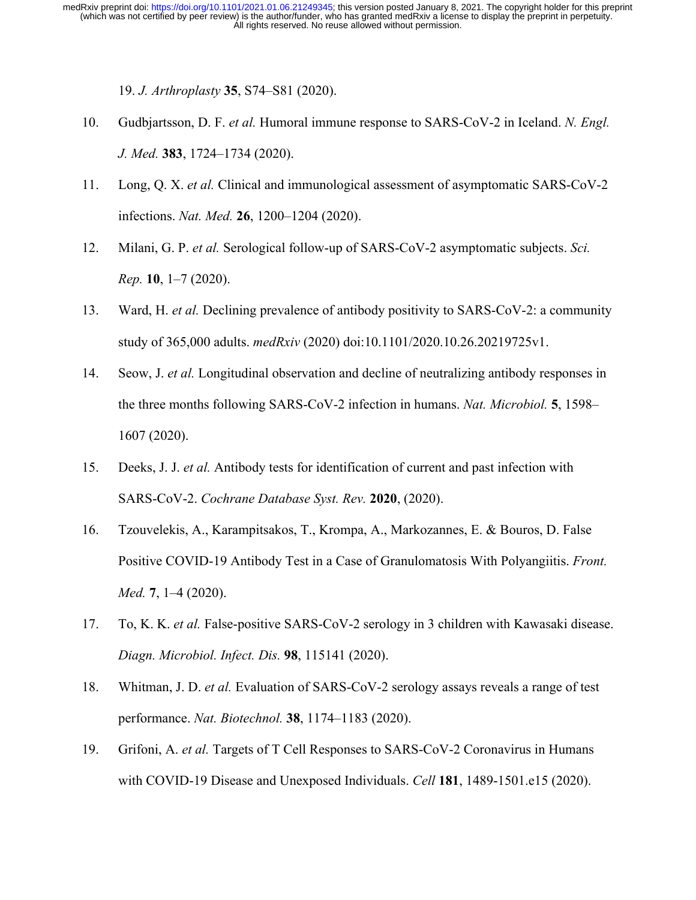19. *J. Arthroplasty* **35**, S74–S81 (2020).

10. Gudbjartsson, D. F. *et al.* Humoral immune response to SARS-CoV-2 in Iceland. *N. Engl. J. Med.* **383**, 1724–1734 (2020).

11. Long, Q. X. *et al.* Clinical and immunological assessment of asymptomatic SARS-CoV-2 infections. *Nat. Med.* **26**, 1200–1204 (2020).

12. Milani, G. P. *et al.* Serological follow-up of SARS-CoV-2 asymptomatic subjects. *Sci. Rep.* **10**, 1–7 (2020).

13. Ward, H. *et al.* Declining prevalence of antibody positivity to SARS-CoV-2: a community study of 365,000 adults. *medRxiv* (2020) doi:10.1101/2020.10.26.20219725v1.

14. Seow, J. *et al.* Longitudinal observation and decline of neutralizing antibody responses in the three months following SARS-CoV-2 infection in humans. *Nat. Microbiol.* **5**, 1598–1607 (2020).

15. Deeks, J. J. *et al.* Antibody tests for identification of current and past infection with SARS-CoV-2. *Cochrane Database Syst. Rev.* **2020**, (2020).

16. Tzouvelekis, A., Karampitsakos, T., Krompa, A., Markozannes, E. & Bouros, D. False Positive COVID-19 Antibody Test in a Case of Granulomatosis With Polyangiitis. *Front. Med.* **7**, 1–4 (2020).

17. To, K. K. *et al.* False-positive SARS-CoV-2 serology in 3 children with Kawasaki disease. *Diagn. Microbiol. Infect. Dis.* **98**, 115141 (2020).

18. Whitman, J. D. *et al.* Evaluation of SARS-CoV-2 serology assays reveals a range of test performance. *Nat. Biotechnol.* **38**, 1174–1183 (2020).

19. Grifoni, A. *et al.* Targets of T Cell Responses to SARS-CoV-2 Coronavirus in Humans with COVID-19 Disease and Unexposed Individuals. *Cell* **181**, 1489-1501.e15 (2020).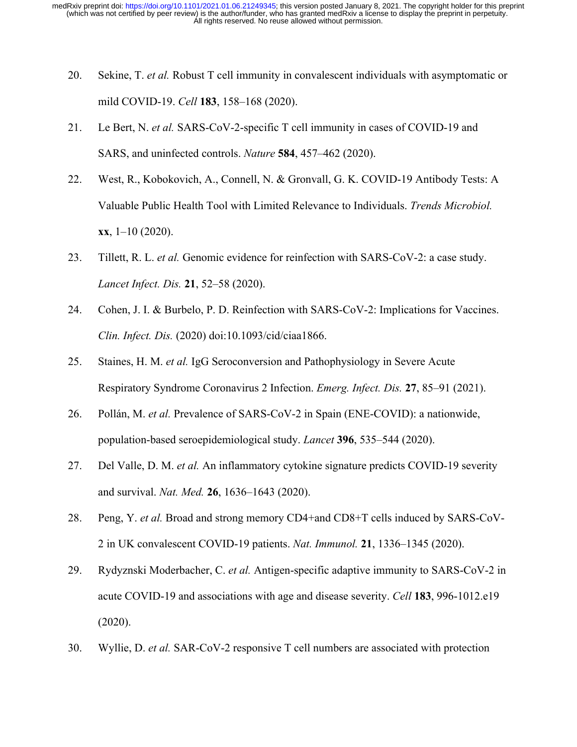20. Sekine, T. *et al.* Robust T cell immunity in convalescent individuals with asymptomatic or mild COVID-19. *Cell* **183**, 158–168 (2020).

21. Le Bert, N. *et al.* SARS-CoV-2-specific T cell immunity in cases of COVID-19 and SARS, and uninfected controls. *Nature* **584**, 457–462 (2020).

22. West, R., Kobokovich, A., Connell, N. & Gronvall, G. K. COVID-19 Antibody Tests: A Valuable Public Health Tool with Limited Relevance to Individuals. *Trends Microbiol.* **xx**, 1–10 (2020).

23. Tillett, R. L. *et al.* Genomic evidence for reinfection with SARS-CoV-2: a case study. *Lancet Infect. Dis.* **21**, 52–58 (2020).

24. Cohen, J. I. & Burbelo, P. D. Reinfection with SARS-CoV-2: Implications for Vaccines. *Clin. Infect. Dis.* (2020) doi:10.1093/cid/ciaa1866.

25. Staines, H. M. *et al.* IgG Seroconversion and Pathophysiology in Severe Acute Respiratory Syndrome Coronavirus 2 Infection. *Emerg. Infect. Dis.* **27**, 85–91 (2021).

26. Pollán, M. *et al.* Prevalence of SARS-CoV-2 in Spain (ENE-COVID): a nationwide, population-based seroepidemiological study. *Lancet* **396**, 535–544 (2020).

27. Del Valle, D. M. *et al.* An inflammatory cytokine signature predicts COVID-19 severity and survival. *Nat. Med.* **26**, 1636–1643 (2020).

28. Peng, Y. *et al.* Broad and strong memory CD4+and CD8+T cells induced by SARS-CoV-2 in UK convalescent COVID-19 patients. *Nat. Immunol.* **21**, 1336–1345 (2020).

29. Rydyznski Moderbacher, C. *et al.* Antigen-specific adaptive immunity to SARS-CoV-2 in acute COVID-19 and associations with age and disease severity. *Cell* **183**, 996-1012.e19 (2020).

30. Wyllie, D. *et al.* SAR-CoV-2 responsive T cell numbers are associated with protection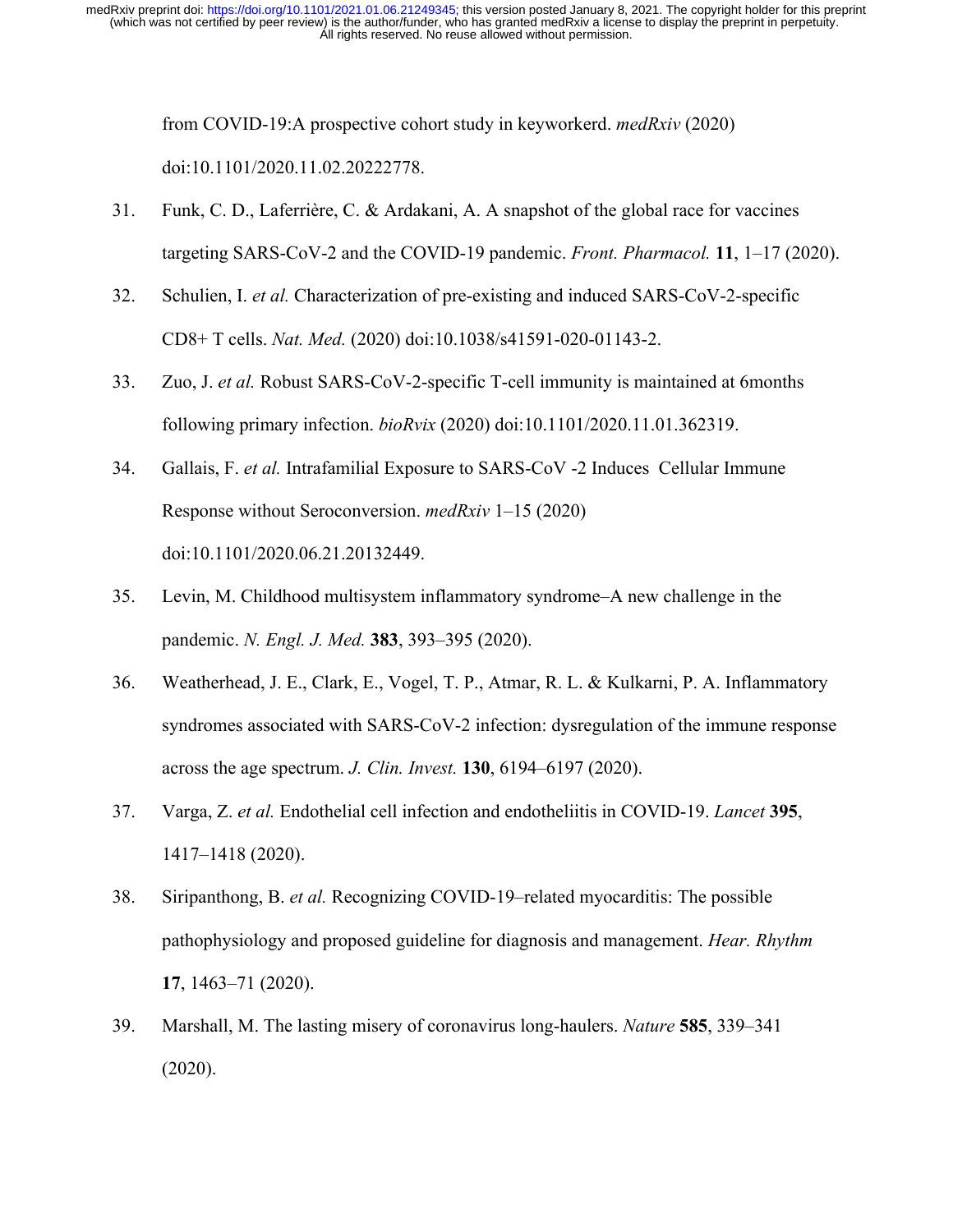from COVID-19:A prospective cohort study in keyworkerd. *medRxiv* (2020) doi:10.1101/2020.11.02.20222778.

31. Funk, C. D., Laferrière, C. & Ardakani, A. A snapshot of the global race for vaccines targeting SARS-CoV-2 and the COVID-19 pandemic. *Front. Pharmacol.* **11**, 1–17 (2020).
32. Schulien, I. *et al.* Characterization of pre-existing and induced SARS-CoV-2-specific CD8+ T cells. *Nat. Med.* (2020) doi:10.1038/s41591-020-01143-2.
33. Zuo, J. *et al.* Robust SARS-CoV-2-specific T-cell immunity is maintained at 6months following primary infection. *bioRvix* (2020) doi:10.1101/2020.11.01.362319.
34. Gallais, F. *et al.* Intrafamilial Exposure to SARS-CoV -2 Induces Cellular Immune Response without Seroconversion. *medRxiv* 1–15 (2020) doi:10.1101/2020.06.21.20132449.
35. Levin, M. Childhood multisystem inflammatory syndrome–A new challenge in the pandemic. *N. Engl. J. Med.* **383**, 393–395 (2020).
36. Weatherhead, J. E., Clark, E., Vogel, T. P., Atmar, R. L. & Kulkarni, P. A. Inflammatory syndromes associated with SARS-CoV-2 infection: dysregulation of the immune response across the age spectrum. *J. Clin. Invest.* **130**, 6194–6197 (2020).
37. Varga, Z. *et al.* Endothelial cell infection and endotheliitis in COVID-19. *Lancet* **395**, 1417–1418 (2020).
38. Siripanthong, B. *et al.* Recognizing COVID-19–related myocarditis: The possible pathophysiology and proposed guideline for diagnosis and management. *Hear. Rhythm* **17**, 1463–71 (2020).
39. Marshall, M. The lasting misery of coronavirus long-haulers. *Nature* **585**, 339–341 (2020).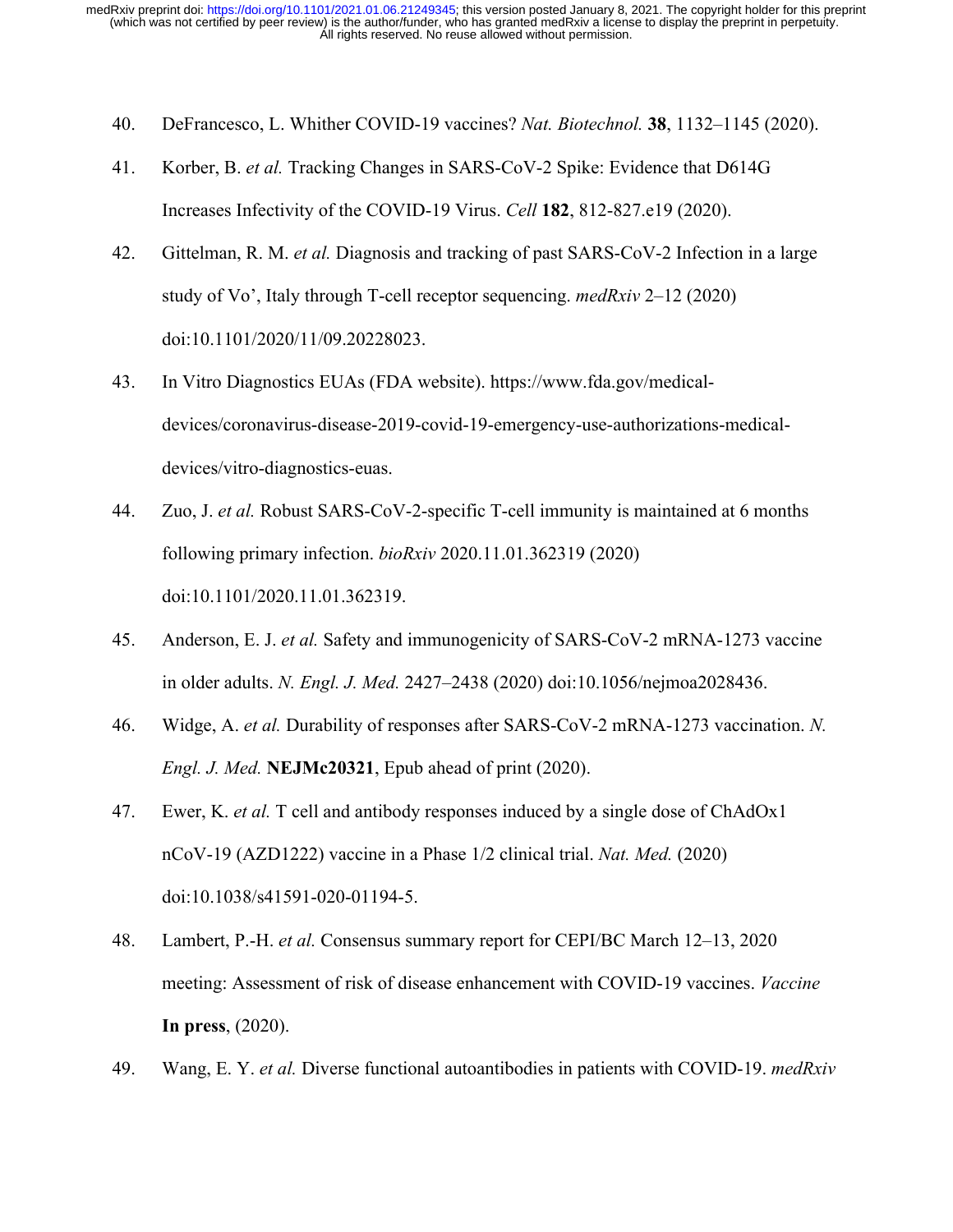40. DeFrancesco, L. Whither COVID-19 vaccines? *Nat. Biotechnol.* **38**, 1132–1145 (2020).
41. Korber, B. *et al.* Tracking Changes in SARS-CoV-2 Spike: Evidence that D614G Increases Infectivity of the COVID-19 Virus. *Cell* **182**, 812-827.e19 (2020).
42. Gittelman, R. M. *et al.* Diagnosis and tracking of past SARS-CoV-2 Infection in a large study of Vo', Italy through T-cell receptor sequencing. *medRxiv* 2–12 (2020) doi:10.1101/2020/11/09.20228023.
43. In Vitro Diagnostics EUAs (FDA website). https://www.fda.gov/medical-devices/coronavirus-disease-2019-covid-19-emergency-use-authorizations-medical-devices/vitro-diagnostics-euas.
44. Zuo, J. *et al.* Robust SARS-CoV-2-specific T-cell immunity is maintained at 6 months following primary infection. *bioRxiv* 2020.11.01.362319 (2020) doi:10.1101/2020.11.01.362319.
45. Anderson, E. J. *et al.* Safety and immunogenicity of SARS-CoV-2 mRNA-1273 vaccine in older adults. *N. Engl. J. Med.* 2427–2438 (2020) doi:10.1056/nejmoa2028436.
46. Widge, A. *et al.* Durability of responses after SARS-CoV-2 mRNA-1273 vaccination. *N. Engl. J. Med.* **NEJMc20321**, Epub ahead of print (2020).
47. Ewer, K. *et al.* T cell and antibody responses induced by a single dose of ChAdOx1 nCoV-19 (AZD1222) vaccine in a Phase 1/2 clinical trial. *Nat. Med.* (2020) doi:10.1038/s41591-020-01194-5.
48. Lambert, P.-H. *et al.* Consensus summary report for CEPI/BC March 12–13, 2020 meeting: Assessment of risk of disease enhancement with COVID-19 vaccines. *Vaccine* **In press**, (2020).
49. Wang, E. Y. *et al.* Diverse functional autoantibodies in patients with COVID-19. *medRxiv*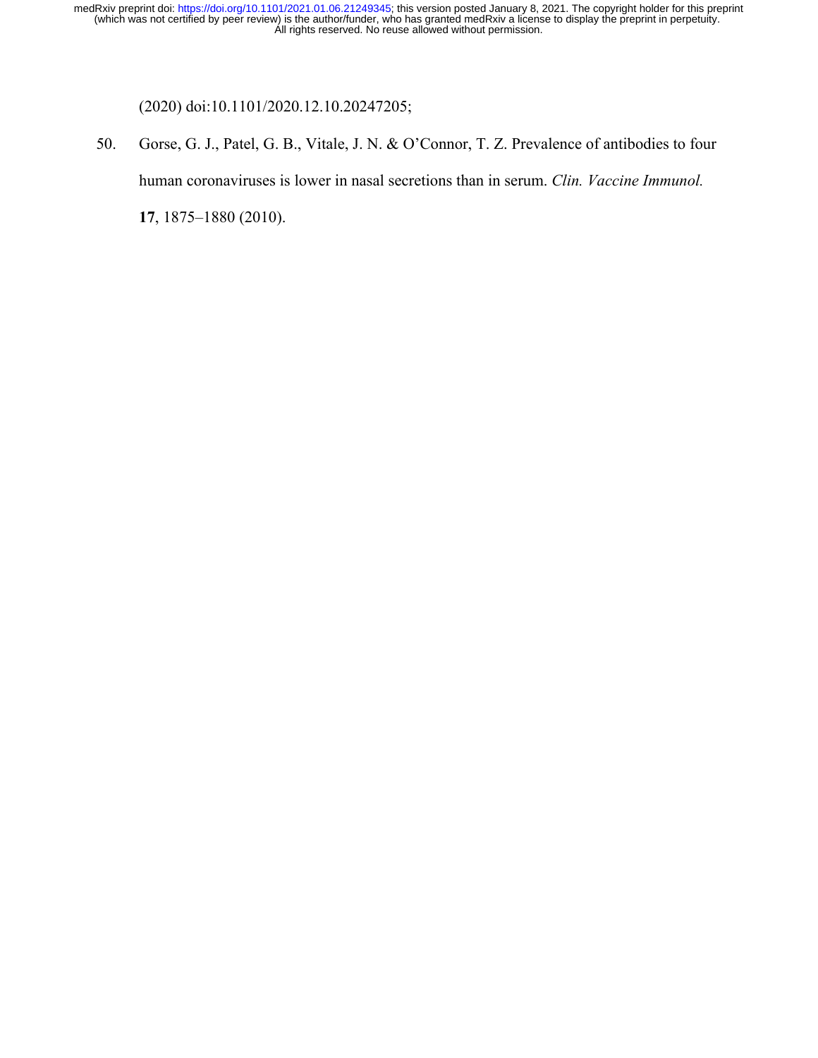(2020) doi:10.1101/2020.12.10.20247205;

50. Gorse, G. J., Patel, G. B., Vitale, J. N. & O'Connor, T. Z. Prevalence of antibodies to four human coronaviruses is lower in nasal secretions than in serum. *Clin. Vaccine Immunol.* **17**, 1875–1880 (2010).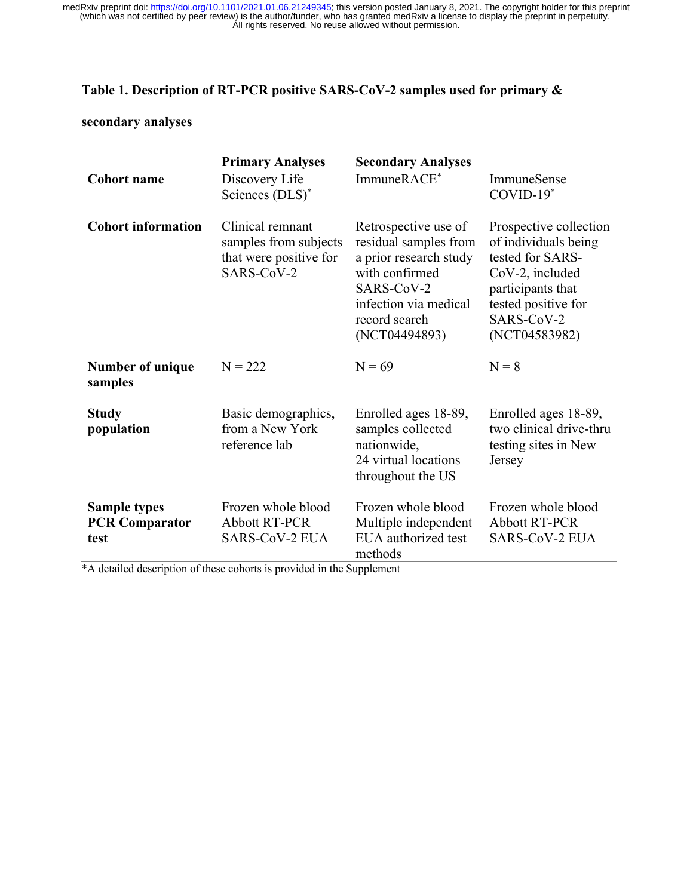**Table 1. Description of RT-PCR positive SARS-CoV-2 samples used for primary & secondary analyses**

| | Primary Analyses | Secondary Analyses | |
|---|---|---|---|
| **Cohort name** | Discovery Life Sciences (DLS)* | ImmuneRACE* | ImmuneSense COVID-19* |
| **Cohort information** | Clinical remnant samples from subjects that were positive for SARS-CoV-2 | Retrospective use of residual samples from a prior research study with confirmed SARS-CoV-2 infection via medical record search (NCT04494893) | Prospective collection of individuals being tested for SARS-CoV-2, included participants that tested positive for SARS-CoV-2 (NCT04583982) |
| **Number of unique samples** | N = 222 | N = 69 | N = 8 |
| **Study population** | Basic demographics, from a New York reference lab | Enrolled ages 18-89, samples collected nationwide, 24 virtual locations throughout the US | Enrolled ages 18-89, two clinical drive-thru testing sites in New Jersey |
| **Sample types PCR Comparator test** | Frozen whole blood Abbott RT-PCR SARS-CoV-2 EUA | Frozen whole blood Multiple independent EUA authorized test methods | Frozen whole blood Abbott RT-PCR SARS-CoV-2 EUA |

*A detailed description of these cohorts is provided in the Supplement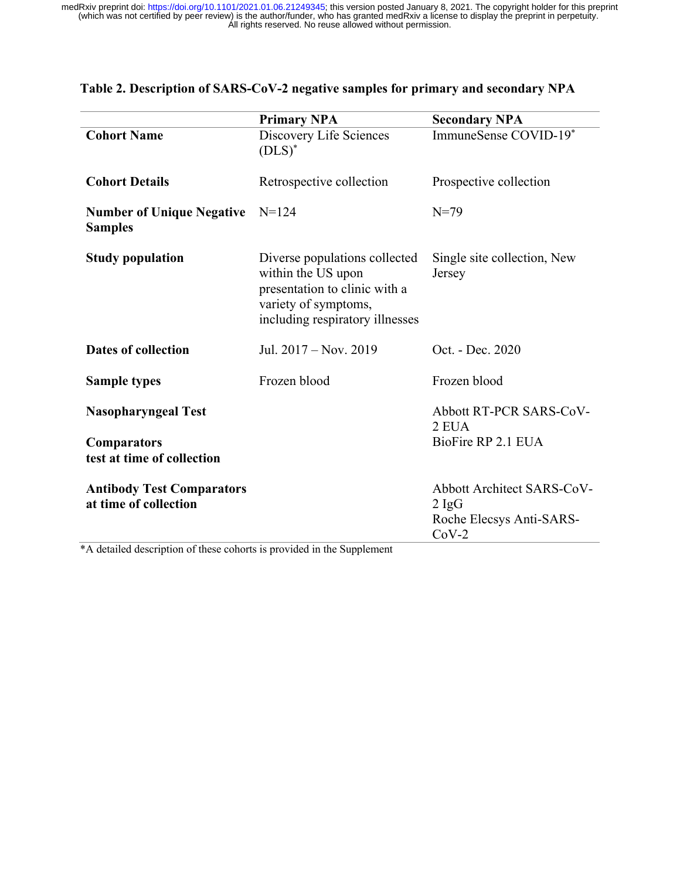**Table 2. Description of SARS-CoV-2 negative samples for primary and secondary NPA**

| | Primary NPA | Secondary NPA |
|---|---|---|
| **Cohort Name** | Discovery Life Sciences (DLS)* | ImmuneSense COVID-19* |
| **Cohort Details** | Retrospective collection | Prospective collection |
| **Number of Unique Negative Samples** | N=124 | N=79 |
| **Study population** | Diverse populations collected within the US upon presentation to clinic with a variety of symptoms, including respiratory illnesses | Single site collection, New Jersey |
| **Dates of collection** | Jul. 2017 – Nov. 2019 | Oct. - Dec. 2020 |
| **Sample types** | Frozen blood | Frozen blood |
| **Nasopharyngeal Test Comparators test at time of collection** | | Abbott RT-PCR SARS-CoV-2 EUA<br>BioFire RP 2.1 EUA |
| **Antibody Test Comparators at time of collection** | | Abbott Architect SARS-CoV-2 IgG<br>Roche Elecsys Anti-SARS-CoV-2 |

*A detailed description of these cohorts is provided in the Supplement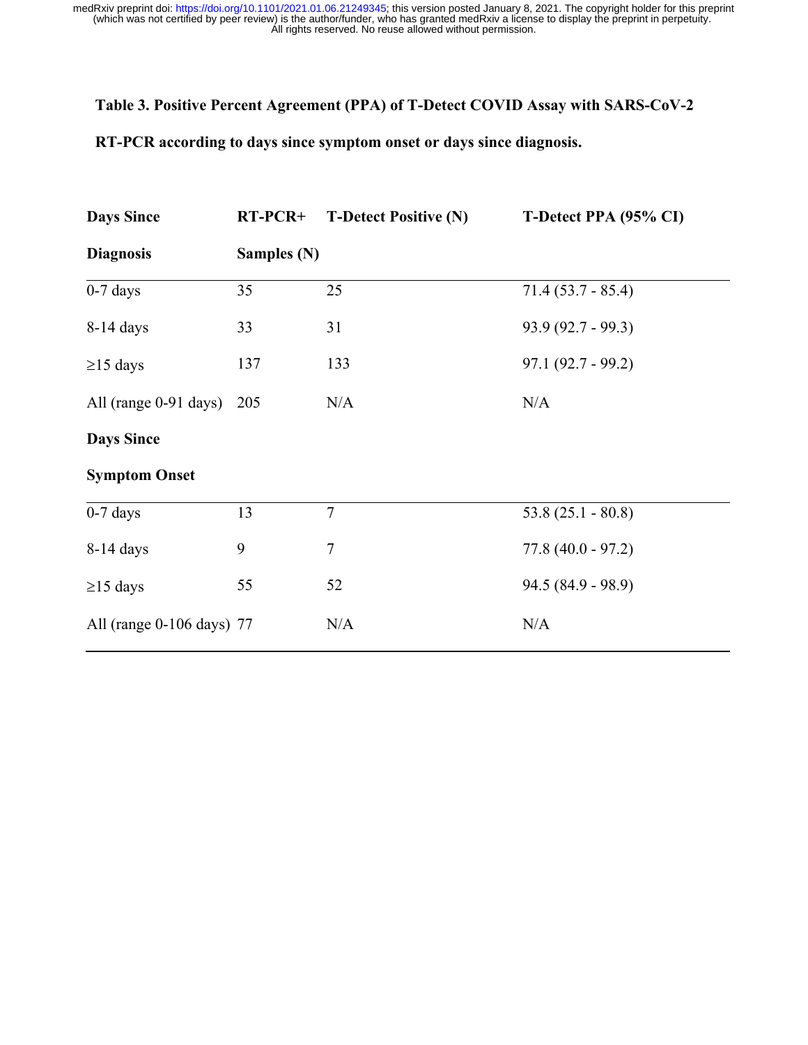**Table 3. Positive Percent Agreement (PPA) of T-Detect COVID Assay with SARS-CoV-2 RT-PCR according to days since symptom onset or days since diagnosis.**

| Days Since Diagnosis | RT-PCR+ Samples (N) | T-Detect Positive (N) | T-Detect PPA (95% CI) |
|---|---|---|---|
| 0-7 days | 35 | 25 | 71.4 (53.7 - 85.4) |
| 8-14 days | 33 | 31 | 93.9 (92.7 - 99.3) |
| ≥15 days | 137 | 133 | 97.1 (92.7 - 99.2) |
| All (range 0-91 days) | 205 | N/A | N/A |
| **Days Since Symptom Onset** | | | |
| 0-7 days | 13 | 7 | 53.8 (25.1 - 80.8) |
| 8-14 days | 9 | 7 | 77.8 (40.0 - 97.2) |
| ≥15 days | 55 | 52 | 94.5 (84.9 - 98.9) |
| All (range 0-106 days) | 77 | N/A | N/A |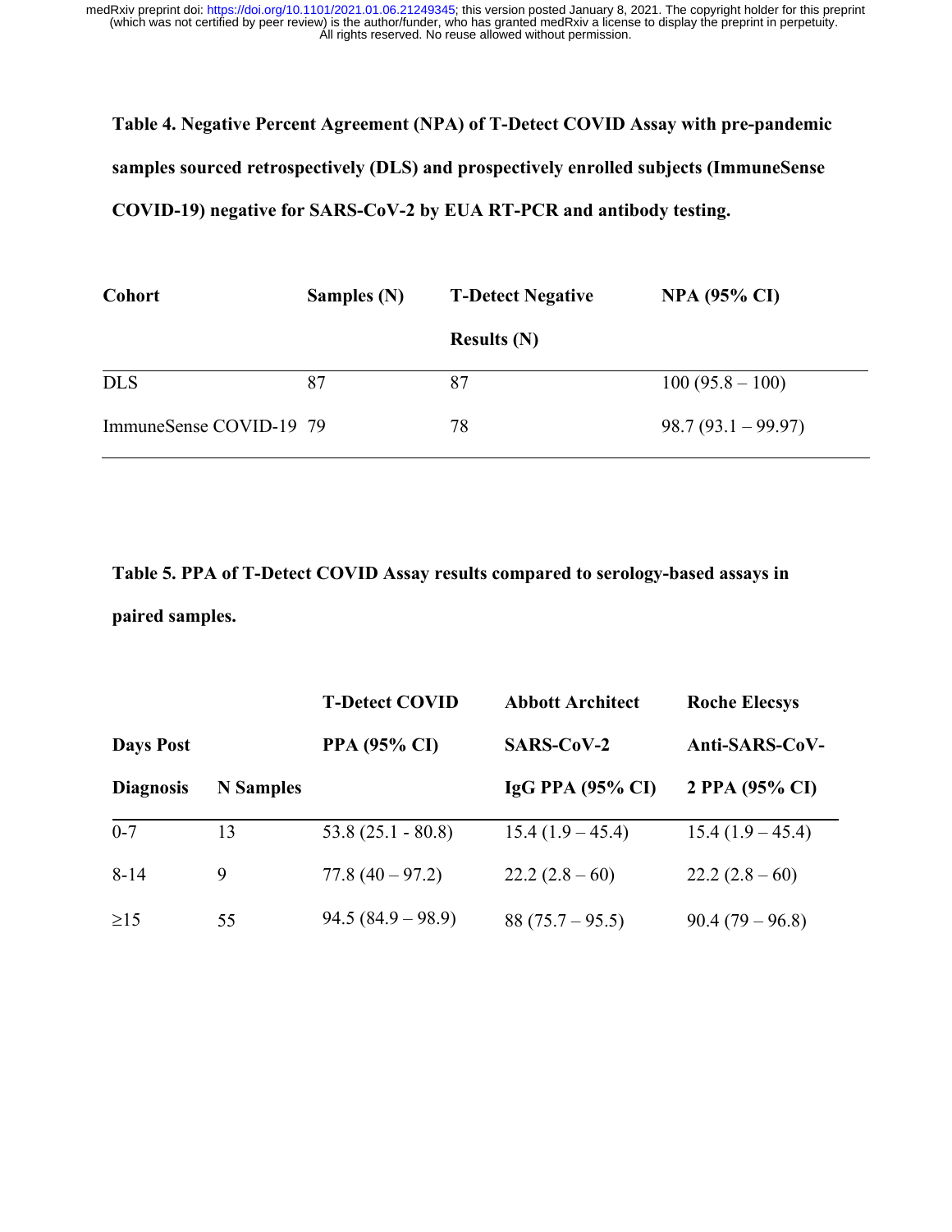**Table 4. Negative Percent Agreement (NPA) of T-Detect COVID Assay with pre-pandemic samples sourced retrospectively (DLS) and prospectively enrolled subjects (ImmuneSense COVID-19) negative for SARS-CoV-2 by EUA RT-PCR and antibody testing.**

| Cohort | Samples (N) | T-Detect Negative Results (N) | NPA (95% CI) |
|---|---|---|---|
| DLS | 87 | 87 | 100 (95.8 – 100) |
| ImmuneSense COVID-19 | 79 | 78 | 98.7 (93.1 – 99.97) |

**Table 5. PPA of T-Detect COVID Assay results compared to serology-based assays in paired samples.**

| Days Post Diagnosis | N Samples | T-Detect COVID PPA (95% CI) | Abbott Architect SARS-CoV-2 IgG PPA (95% CI) | Roche Elecsys Anti-SARS-CoV-2 PPA (95% CI) |
|---|---|---|---|---|
| 0-7 | 13 | 53.8 (25.1 - 80.8) | 15.4 (1.9 – 45.4) | 15.4 (1.9 – 45.4) |
| 8-14 | 9 | 77.8 (40 – 97.2) | 22.2 (2.8 – 60) | 22.2 (2.8 – 60) |
| ≥15 | 55 | 94.5 (84.9 – 98.9) | 88 (75.7 – 95.5) | 90.4 (79 – 96.8) |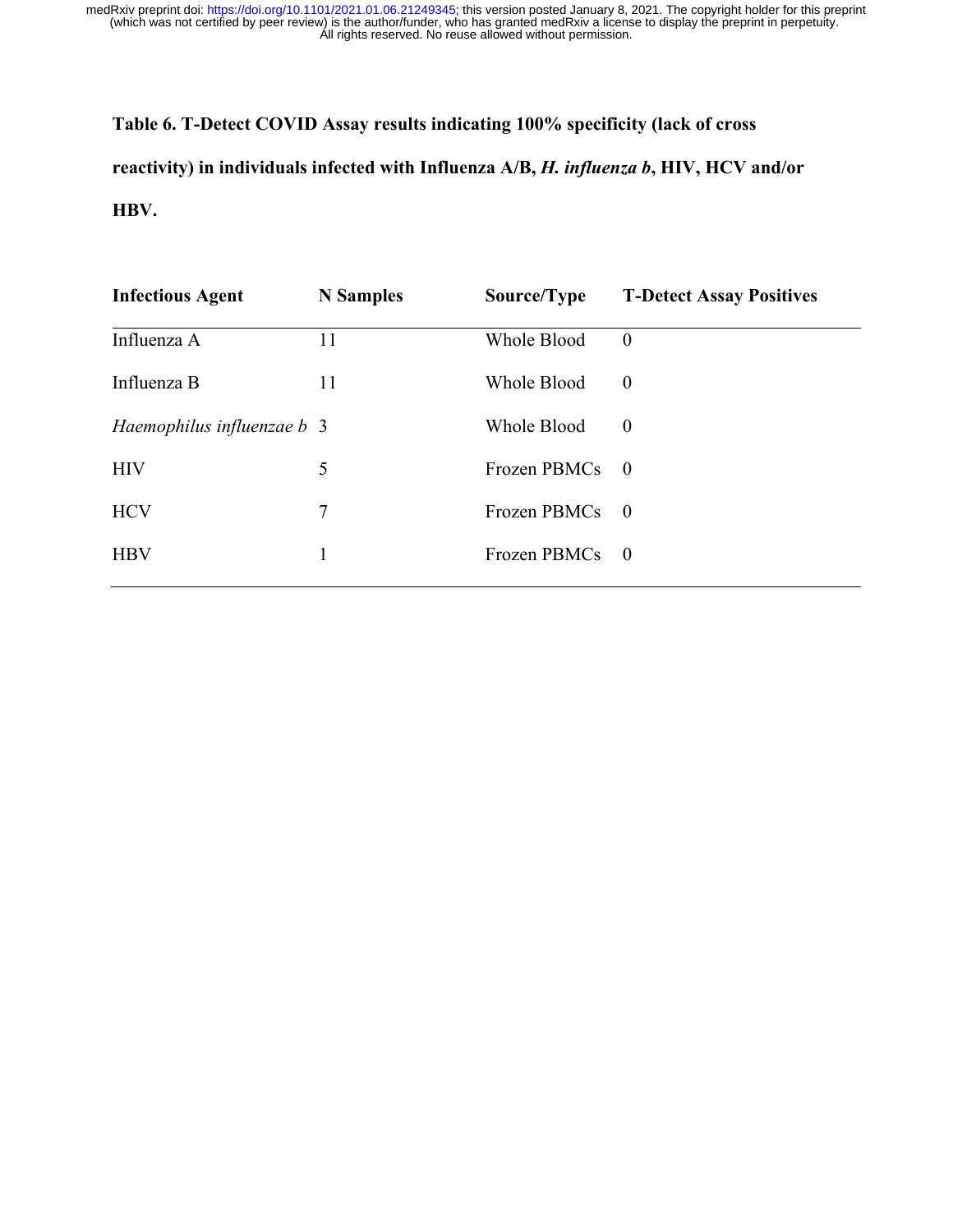**Table 6. T-Detect COVID Assay results indicating 100% specificity (lack of cross reactivity) in individuals infected with Influenza A/B, *H. influenza b*, HIV, HCV and/or HBV.**

| Infectious Agent | N Samples | Source/Type | T-Detect Assay Positives |
|---|---|---|---|
| Influenza A | 11 | Whole Blood | 0 |
| Influenza B | 11 | Whole Blood | 0 |
| *Haemophilus influenzae b* | 3 | Whole Blood | 0 |
| HIV | 5 | Frozen PBMCs | 0 |
| HCV | 7 | Frozen PBMCs | 0 |
| HBV | 1 | Frozen PBMCs | 0 |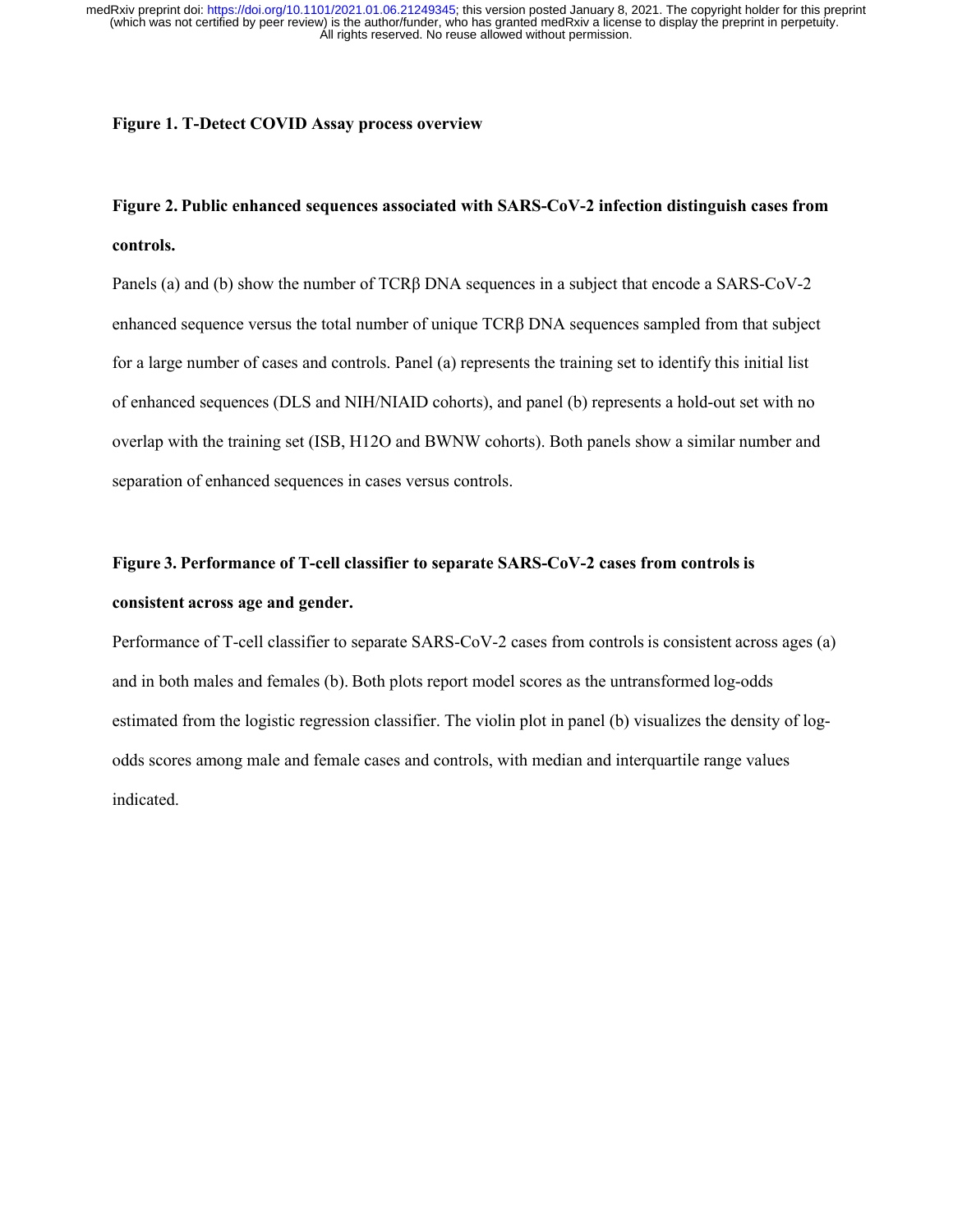**Figure 1. T-Detect COVID Assay process overview**

**Figure 2. Public enhanced sequences associated with SARS-CoV-2 infection distinguish cases from controls.**

Panels (a) and (b) show the number of TCRβ DNA sequences in a subject that encode a SARS-CoV-2 enhanced sequence versus the total number of unique TCRβ DNA sequences sampled from that subject for a large number of cases and controls. Panel (a) represents the training set to identify this initial list of enhanced sequences (DLS and NIH/NIAID cohorts), and panel (b) represents a hold-out set with no overlap with the training set (ISB, H12O and BWNW cohorts). Both panels show a similar number and separation of enhanced sequences in cases versus controls.

**Figure 3. Performance of T-cell classifier to separate SARS-CoV-2 cases from controls is consistent across age and gender.**

Performance of T-cell classifier to separate SARS-CoV-2 cases from controls is consistent across ages (a) and in both males and females (b). Both plots report model scores as the untransformed log-odds estimated from the logistic regression classifier. The violin plot in panel (b) visualizes the density of log-odds scores among male and female cases and controls, with median and interquartile range values indicated.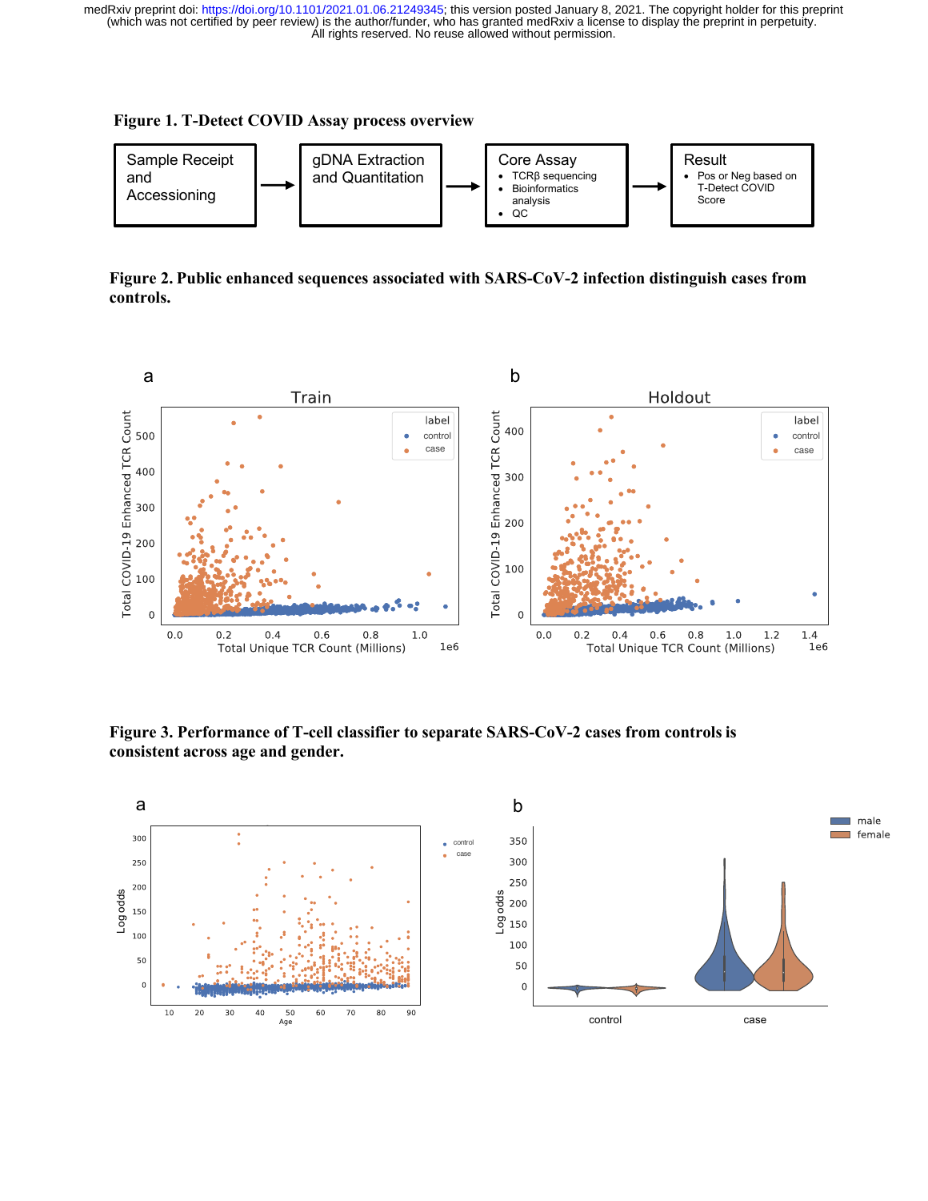**Figure 1. T-Detect COVID Assay process overview**

**Figure 2. Public enhanced sequences associated with SARS-CoV-2 infection distinguish cases from controls.**

**Figure 3. Performance of T-cell classifier to separate SARS-CoV-2 cases from controls is consistent across age and gender.**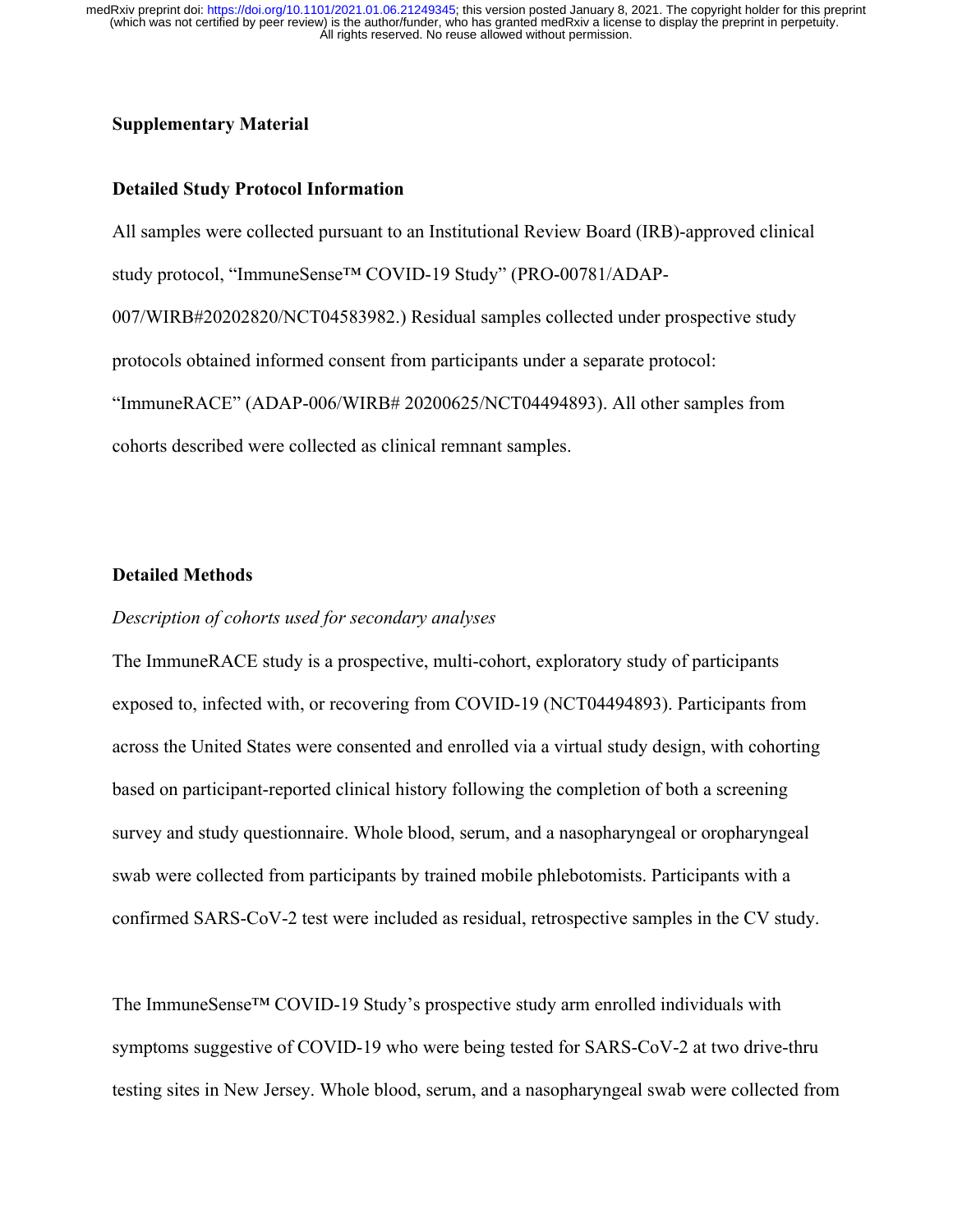## Supplementary Material

### Detailed Study Protocol Information

All samples were collected pursuant to an Institutional Review Board (IRB)-approved clinical study protocol, "ImmuneSense™ COVID-19 Study" (PRO-00781/ADAP-007/WIRB#20202820/NCT04583982.) Residual samples collected under prospective study protocols obtained informed consent from participants under a separate protocol: "ImmuneRACE" (ADAP-006/WIRB# 20200625/NCT04494893). All other samples from cohorts described were collected as clinical remnant samples.

### Detailed Methods

*Description of cohorts used for secondary analyses*

The ImmuneRACE study is a prospective, multi-cohort, exploratory study of participants exposed to, infected with, or recovering from COVID-19 (NCT04494893). Participants from across the United States were consented and enrolled via a virtual study design, with cohorting based on participant-reported clinical history following the completion of both a screening survey and study questionnaire. Whole blood, serum, and a nasopharyngeal or oropharyngeal swab were collected from participants by trained mobile phlebotomists. Participants with a confirmed SARS-CoV-2 test were included as residual, retrospective samples in the CV study.

The ImmuneSense™ COVID-19 Study's prospective study arm enrolled individuals with symptoms suggestive of COVID-19 who were being tested for SARS-CoV-2 at two drive-thru testing sites in New Jersey. Whole blood, serum, and a nasopharyngeal swab were collected from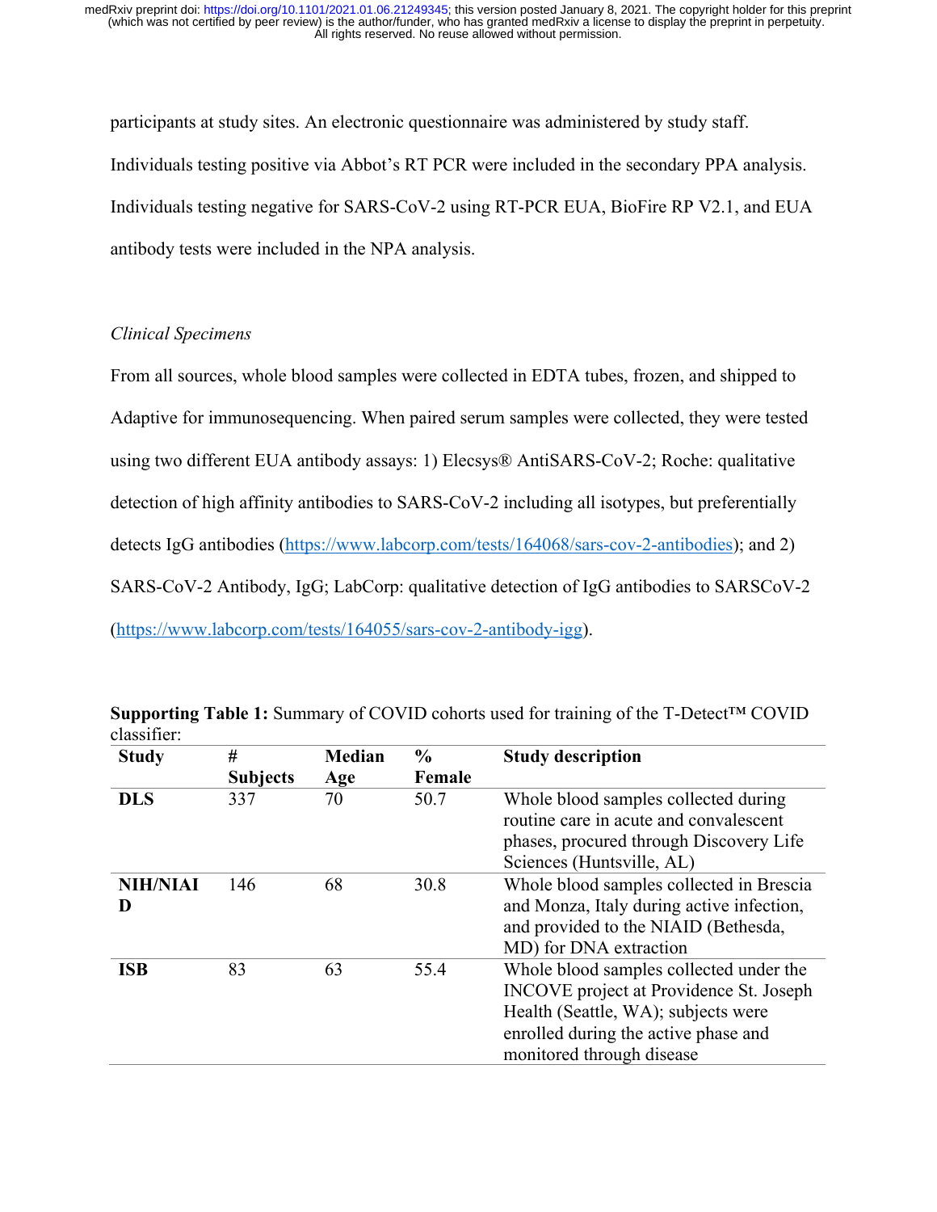participants at study sites. An electronic questionnaire was administered by study staff. Individuals testing positive via Abbot's RT PCR were included in the secondary PPA analysis. Individuals testing negative for SARS-CoV-2 using RT-PCR EUA, BioFire RP V2.1, and EUA antibody tests were included in the NPA analysis.

*Clinical Specimens*

From all sources, whole blood samples were collected in EDTA tubes, frozen, and shipped to Adaptive for immunosequencing. When paired serum samples were collected, they were tested using two different EUA antibody assays: 1) Elecsys® AntiSARS-CoV-2; Roche: qualitative detection of high affinity antibodies to SARS-CoV-2 including all isotypes, but preferentially detects IgG antibodies (https://www.labcorp.com/tests/164068/sars-cov-2-antibodies); and 2) SARS-CoV-2 Antibody, IgG; LabCorp: qualitative detection of IgG antibodies to SARSCoV-2 (https://www.labcorp.com/tests/164055/sars-cov-2-antibody-igg).

**Supporting Table 1:** Summary of COVID cohorts used for training of the T-Detect™ COVID classifier:

| Study | # Subjects | Median Age | % Female | Study description |
|---|---|---|---|---|
| **DLS** | 337 | 70 | 50.7 | Whole blood samples collected during routine care in acute and convalescent phases, procured through Discovery Life Sciences (Huntsville, AL) |
| **NIH/NIAID** | 146 | 68 | 30.8 | Whole blood samples collected in Brescia and Monza, Italy during active infection, and provided to the NIAID (Bethesda, MD) for DNA extraction |
| **ISB** | 83 | 63 | 55.4 | Whole blood samples collected under the INCOVE project at Providence St. Joseph Health (Seattle, WA); subjects were enrolled during the active phase and monitored through disease |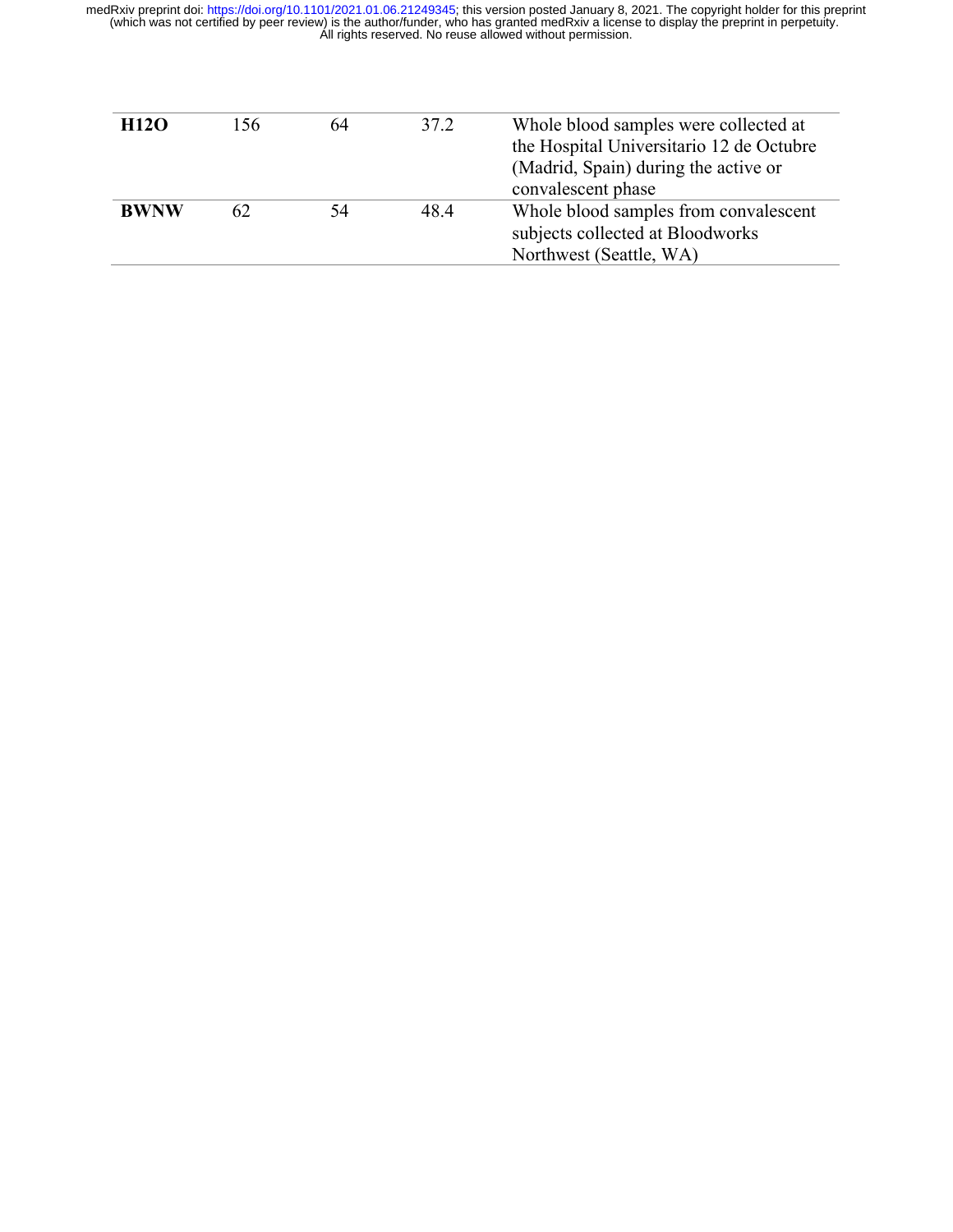| | | | | |
|---|---|---|---|---|
| **H12O** | 156 | 64 | 37.2 | Whole blood samples were collected at the Hospital Universitario 12 de Octubre (Madrid, Spain) during the active or convalescent phase |
| **BWNW** | 62 | 54 | 48.4 | Whole blood samples from convalescent subjects collected at Bloodworks Northwest (Seattle, WA) |